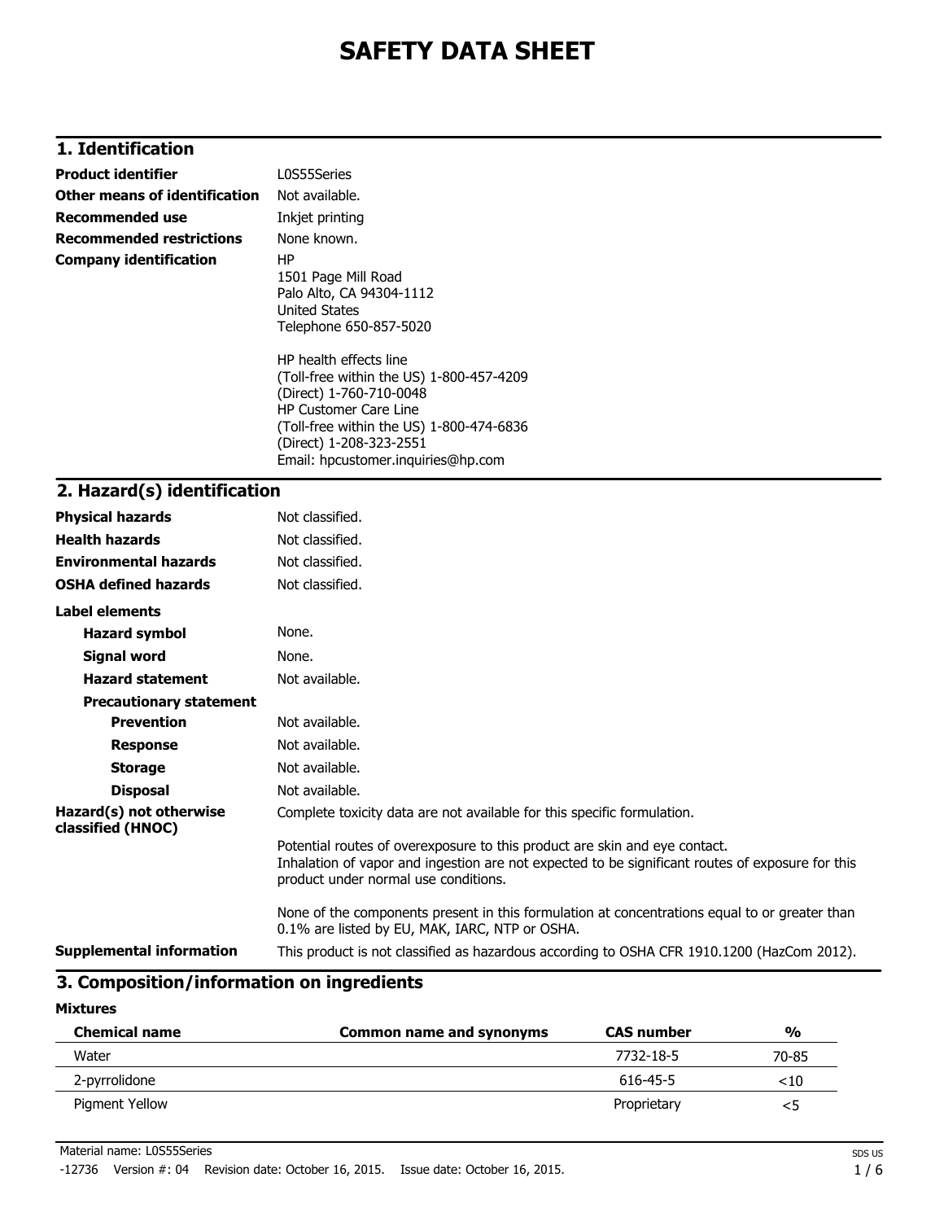# SAFETY DATA SHEET

## 1. Identification

**Product identifier** L0S55Series

**Other means of identification** Not available.

**Recommended use** Inkjet printing

**Recommended restrictions** None known.

**Company identification**

HP
1501 Page Mill Road
Palo Alto, CA 94304-1112
United States
Telephone 650-857-5020

HP health effects line
(Toll-free within the US) 1-800-457-4209
(Direct) 1-760-710-0048
HP Customer Care Line
(Toll-free within the US) 1-800-474-6836
(Direct) 1-208-323-2551
Email: hpcustomer.inquiries@hp.com

## 2. Hazard(s) identification

**Physical hazards** Not classified.

**Health hazards** Not classified.

**Environmental hazards** Not classified.

**OSHA defined hazards** Not classified.

**Label elements**

**Hazard symbol** None.

**Signal word** None.

**Hazard statement** Not available.

**Precautionary statement**

**Prevention** Not available.

**Response** Not available.

**Storage** Not available.

**Disposal** Not available.

**Hazard(s) not otherwise classified (HNOC)**

Complete toxicity data are not available for this specific formulation.

Potential routes of overexposure to this product are skin and eye contact.
Inhalation of vapor and ingestion are not expected to be significant routes of exposure for this product under normal use conditions.

None of the components present in this formulation at concentrations equal to or greater than 0.1% are listed by EU, MAK, IARC, NTP or OSHA.

**Supplemental information** This product is not classified as hazardous according to OSHA CFR 1910.1200 (HazCom 2012).

## 3. Composition/information on ingredients

**Mixtures**

| Chemical name | Common name and synonyms | CAS number | % |
|---|---|---|---|
| Water | | 7732-18-5 | 70-85 |
| 2-pyrrolidone | | 616-45-5 | <10 |
| Pigment Yellow | | Proprietary | <5 |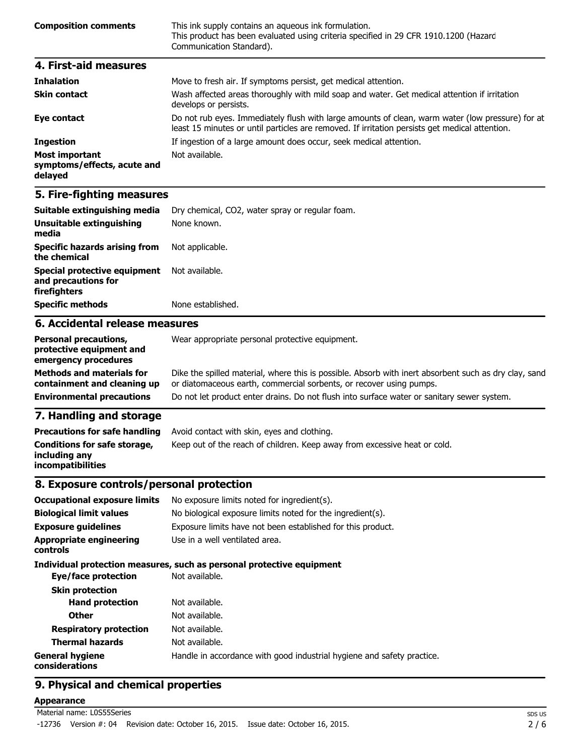| | |
|---|---|
| **Composition comments** | This ink supply contains an aqueous ink formulation. This product has been evaluated using criteria specified in 29 CFR 1910.1200 (Hazard Communication Standard). |

## 4. First-aid measures

| | |
|---|---|
| **Inhalation** | Move to fresh air. If symptoms persist, get medical attention. |
| **Skin contact** | Wash affected areas thoroughly with mild soap and water. Get medical attention if irritation develops or persists. |
| **Eye contact** | Do not rub eyes. Immediately flush with large amounts of clean, warm water (low pressure) for at least 15 minutes or until particles are removed. If irritation persists get medical attention. |
| **Ingestion** | If ingestion of a large amount does occur, seek medical attention. |
| **Most important symptoms/effects, acute and delayed** | Not available. |

## 5. Fire-fighting measures

| | |
|---|---|
| **Suitable extinguishing media** | Dry chemical, $CO_2$, water spray or regular foam. |
| **Unsuitable extinguishing media** | None known. |
| **Specific hazards arising from the chemical** | Not applicable. |
| **Special protective equipment and precautions for firefighters** | Not available. |
| **Specific methods** | None established. |

## 6. Accidental release measures

| | |
|---|---|
| **Personal precautions, protective equipment and emergency procedures** | Wear appropriate personal protective equipment. |
| **Methods and materials for containment and cleaning up** | Dike the spilled material, where this is possible. Absorb with inert absorbent such as dry clay, sand or diatomaceous earth, commercial sorbents, or recover using pumps. |
| **Environmental precautions** | Do not let product enter drains. Do not flush into surface water or sanitary sewer system. |

## 7. Handling and storage

| | |
|---|---|
| **Precautions for safe handling** | Avoid contact with skin, eyes and clothing. |
| **Conditions for safe storage, including any incompatibilities** | Keep out of the reach of children. Keep away from excessive heat or cold. |

## 8. Exposure controls/personal protection

| | |
|---|---|
| **Occupational exposure limits** | No exposure limits noted for ingredient(s). |
| **Biological limit values** | No biological exposure limits noted for the ingredient(s). |
| **Exposure guidelines** | Exposure limits have not been established for this product. |
| **Appropriate engineering controls** | Use in a well ventilated area. |

**Individual protection measures, such as personal protective equipment**

| | |
|---|---|
| **Eye/face protection** | Not available. |
| **Skin protection** | |
| **Hand protection** | Not available. |
| **Other** | Not available. |
| **Respiratory protection** | Not available. |
| **Thermal hazards** | Not available. |
| **General hygiene considerations** | Handle in accordance with good industrial hygiene and safety practice. |

## 9. Physical and chemical properties

**Appearance**

Material name: L0S55Series

-12736 Version #: 04 Revision date: October 16, 2015. Issue date: October 16, 2015.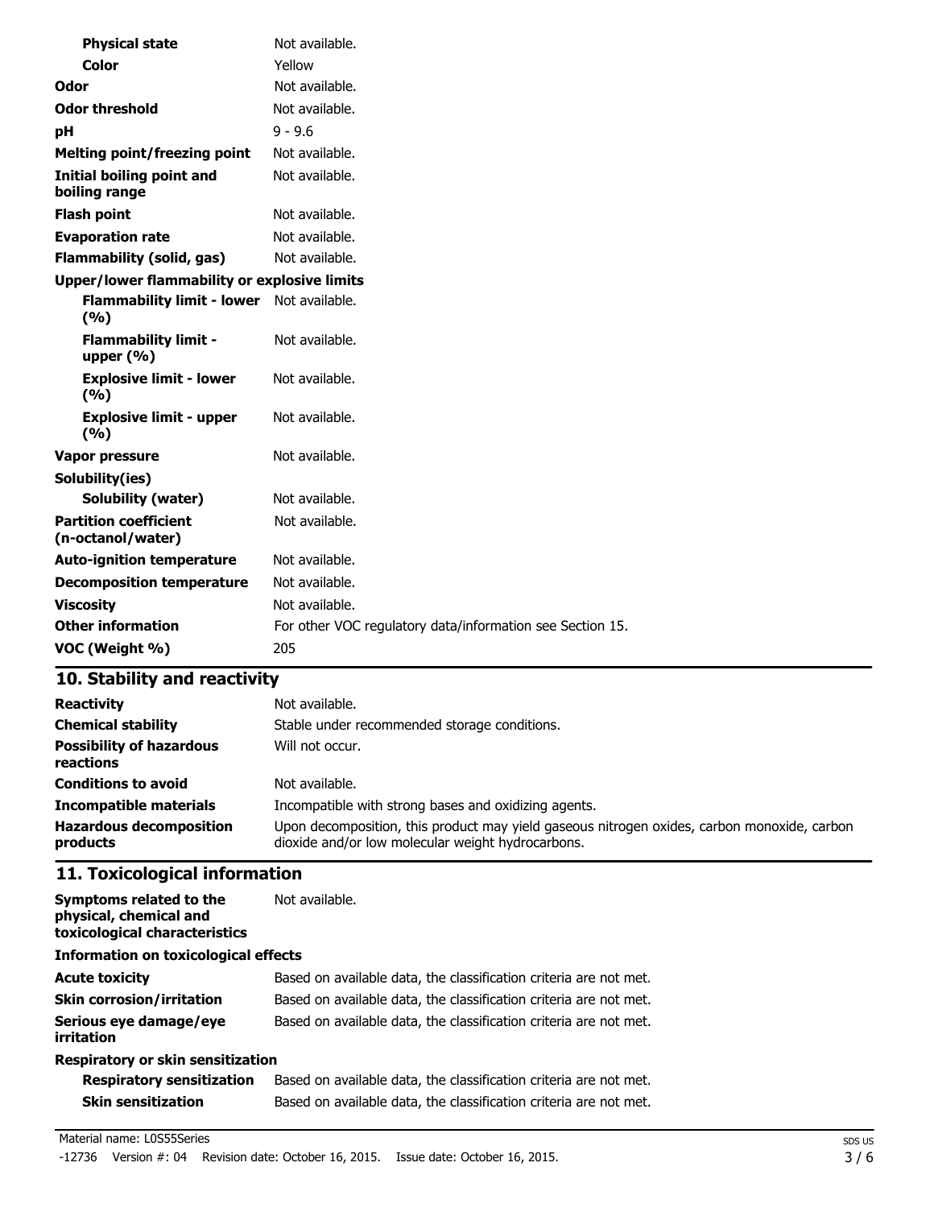| | |
|---|---|
| **Physical state** | Not available. |
| **Color** | Yellow |
| **Odor** | Not available. |
| **Odor threshold** | Not available. |
| **pH** | 9 - 9.6 |
| **Melting point/freezing point** | Not available. |
| **Initial boiling point and boiling range** | Not available. |
| **Flash point** | Not available. |
| **Evaporation rate** | Not available. |
| **Flammability (solid, gas)** | Not available. |
| **Upper/lower flammability or explosive limits** | |
| **Flammability limit - lower (%)** | Not available. |
| **Flammability limit - upper (%)** | Not available. |
| **Explosive limit - lower (%)** | Not available. |
| **Explosive limit - upper (%)** | Not available. |
| **Vapor pressure** | Not available. |
| **Solubility(ies)** | |
| **Solubility (water)** | Not available. |
| **Partition coefficient (n-octanol/water)** | Not available. |
| **Auto-ignition temperature** | Not available. |
| **Decomposition temperature** | Not available. |
| **Viscosity** | Not available. |
| **Other information** | For other VOC regulatory data/information see Section 15. |
| **VOC (Weight %)** | 205 |

## 10. Stability and reactivity

| | |
|---|---|
| **Reactivity** | Not available. |
| **Chemical stability** | Stable under recommended storage conditions. |
| **Possibility of hazardous reactions** | Will not occur. |
| **Conditions to avoid** | Not available. |
| **Incompatible materials** | Incompatible with strong bases and oxidizing agents. |
| **Hazardous decomposition products** | Upon decomposition, this product may yield gaseous nitrogen oxides, carbon monoxide, carbon dioxide and/or low molecular weight hydrocarbons. |

## 11. Toxicological information

| | |
|---|---|
| **Symptoms related to the physical, chemical and toxicological characteristics** | Not available. |
| **Information on toxicological effects** | |
| **Acute toxicity** | Based on available data, the classification criteria are not met. |
| **Skin corrosion/irritation** | Based on available data, the classification criteria are not met. |
| **Serious eye damage/eye irritation** | Based on available data, the classification criteria are not met. |
| **Respiratory or skin sensitization** | |
| **Respiratory sensitization** | Based on available data, the classification criteria are not met. |
| **Skin sensitization** | Based on available data, the classification criteria are not met. |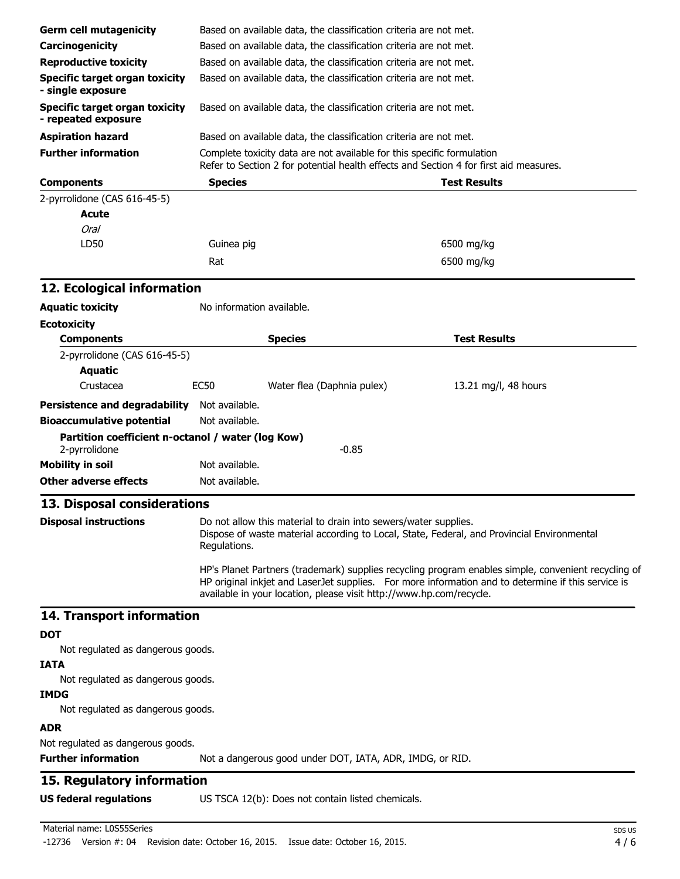| | |
|---|---|
| **Germ cell mutagenicity** | Based on available data, the classification criteria are not met. |
| **Carcinogenicity** | Based on available data, the classification criteria are not met. |
| **Reproductive toxicity** | Based on available data, the classification criteria are not met. |
| **Specific target organ toxicity - single exposure** | Based on available data, the classification criteria are not met. |
| **Specific target organ toxicity - repeated exposure** | Based on available data, the classification criteria are not met. |
| **Aspiration hazard** | Based on available data, the classification criteria are not met. |
| **Further information** | Complete toxicity data are not available for this specific formulation<br>Refer to Section 2 for potential health effects and Section 4 for first aid measures. |

| Components | Species | Test Results |
|---|---|---|
| 2-pyrrolidone (CAS 616-45-5) | | |
| **Acute** | | |
| *Oral* | | |
| LD50 | Guinea pig | 6500 mg/kg |
| | Rat | 6500 mg/kg |

## 12. Ecological information

**Aquatic toxicity** No information available.

**Ecotoxicity**

| Components | | Species | Test Results |
|---|---|---|---|
| 2-pyrrolidone (CAS 616-45-5) | | | |
| **Aquatic** | | | |
| Crustacea | EC50 | Water flea (Daphnia pulex) | 13.21 mg/l, 48 hours |

**Persistence and degradability** Not available.

**Bioaccumulative potential** Not available.

**Partition coefficient n-octanol / water (log Kow)**

2-pyrrolidone -0.85

**Mobility in soil** Not available.

**Other adverse effects** Not available.

## 13. Disposal considerations

**Disposal instructions**

Do not allow this material to drain into sewers/water supplies.
Dispose of waste material according to Local, State, Federal, and Provincial Environmental Regulations.

HP's Planet Partners (trademark) supplies recycling program enables simple, convenient recycling of HP original inkjet and LaserJet supplies. For more information and to determine if this service is available in your location, please visit http://www.hp.com/recycle.

## 14. Transport information

**DOT**

Not regulated as dangerous goods.

**IATA**

Not regulated as dangerous goods.

**IMDG**

Not regulated as dangerous goods.

**ADR**

Not regulated as dangerous goods.

**Further information** Not a dangerous good under DOT, IATA, ADR, IMDG, or RID.

## 15. Regulatory information

**US federal regulations** US TSCA 12(b): Does not contain listed chemicals.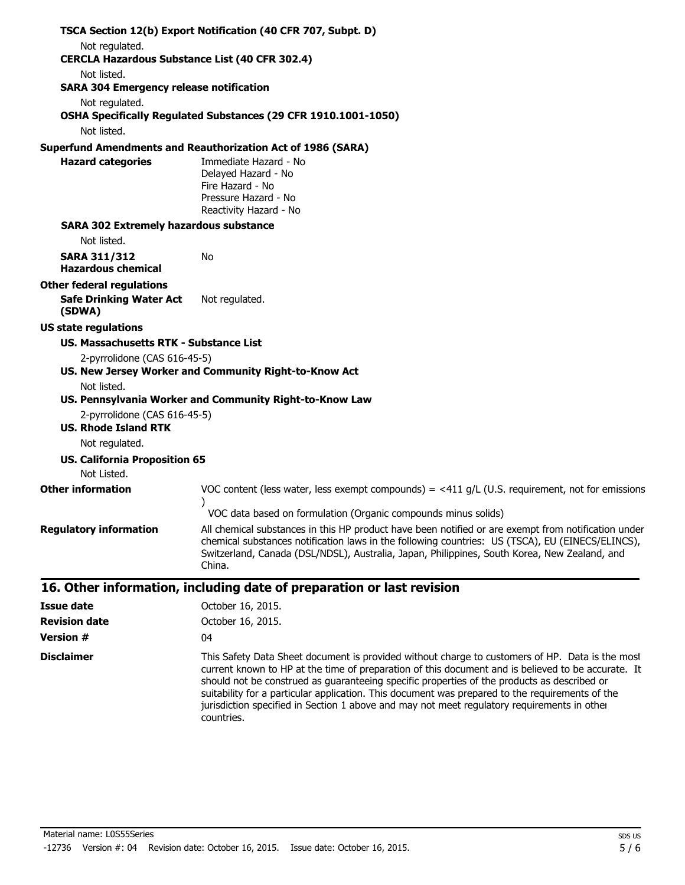**TSCA Section 12(b) Export Notification (40 CFR 707, Subpt. D)**

Not regulated.

**CERCLA Hazardous Substance List (40 CFR 302.4)**

Not listed.

**SARA 304 Emergency release notification**

Not regulated.

**OSHA Specifically Regulated Substances (29 CFR 1910.1001-1050)**

Not listed.

**Superfund Amendments and Reauthorization Act of 1986 (SARA)**

**Hazard categories**
Immediate Hazard - No
Delayed Hazard - No
Fire Hazard - No
Pressure Hazard - No
Reactivity Hazard - No

**SARA 302 Extremely hazardous substance**

Not listed.

**SARA 311/312 Hazardous chemical** No

**Other federal regulations**

**Safe Drinking Water Act (SDWA)** Not regulated.

**US state regulations**

**US. Massachusetts RTK - Substance List**

2-pyrrolidone (CAS 616-45-5)

**US. New Jersey Worker and Community Right-to-Know Act**

Not listed.

**US. Pennsylvania Worker and Community Right-to-Know Law**

2-pyrrolidone (CAS 616-45-5)

**US. Rhode Island RTK**

Not regulated.

**US. California Proposition 65**

Not Listed.

**Other information**
VOC content (less water, less exempt compounds) = <411 g/L (U.S. requirement, not for emissions )
VOC data based on formulation (Organic compounds minus solids)

**Regulatory information**
All chemical substances in this HP product have been notified or are exempt from notification under chemical substances notification laws in the following countries: US (TSCA), EU (EINECS/ELINCS), Switzerland, Canada (DSL/NDSL), Australia, Japan, Philippines, South Korea, New Zealand, and China.

## 16. Other information, including date of preparation or last revision

**Issue date** October 16, 2015.

**Revision date** October 16, 2015.

**Version #** 04

**Disclaimer**
This Safety Data Sheet document is provided without charge to customers of HP. Data is the most current known to HP at the time of preparation of this document and is believed to be accurate. It should not be construed as guaranteeing specific properties of the products as described or suitability for a particular application. This document was prepared to the requirements of the jurisdiction specified in Section 1 above and may not meet regulatory requirements in other countries.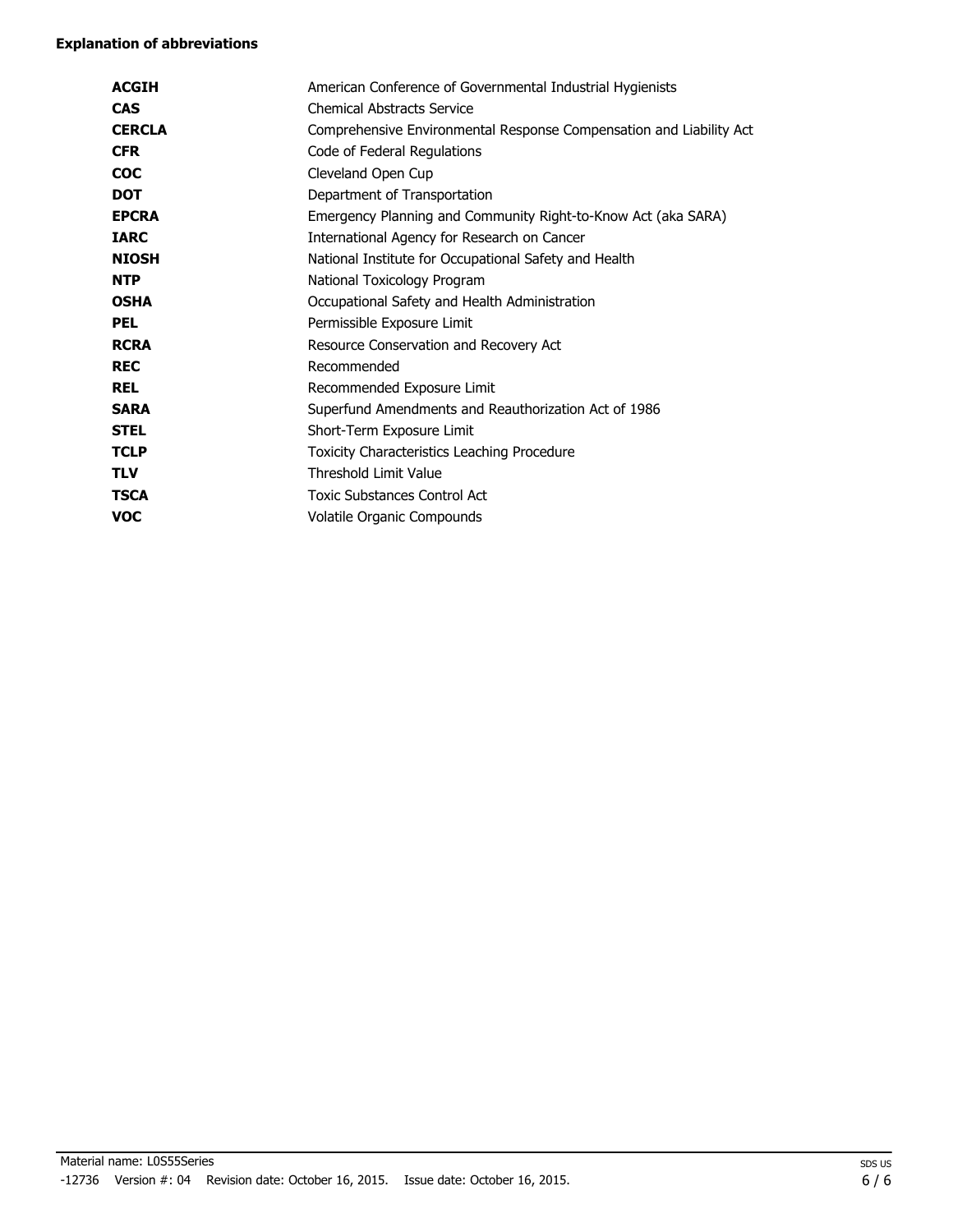**Explanation of abbreviations**

| | |
|---|---|
| **ACGIH** | American Conference of Governmental Industrial Hygienists |
| **CAS** | Chemical Abstracts Service |
| **CERCLA** | Comprehensive Environmental Response Compensation and Liability Act |
| **CFR** | Code of Federal Regulations |
| **COC** | Cleveland Open Cup |
| **DOT** | Department of Transportation |
| **EPCRA** | Emergency Planning and Community Right-to-Know Act (aka SARA) |
| **IARC** | International Agency for Research on Cancer |
| **NIOSH** | National Institute for Occupational Safety and Health |
| **NTP** | National Toxicology Program |
| **OSHA** | Occupational Safety and Health Administration |
| **PEL** | Permissible Exposure Limit |
| **RCRA** | Resource Conservation and Recovery Act |
| **REC** | Recommended |
| **REL** | Recommended Exposure Limit |
| **SARA** | Superfund Amendments and Reauthorization Act of 1986 |
| **STEL** | Short-Term Exposure Limit |
| **TCLP** | Toxicity Characteristics Leaching Procedure |
| **TLV** | Threshold Limit Value |
| **TSCA** | Toxic Substances Control Act |
| **VOC** | Volatile Organic Compounds |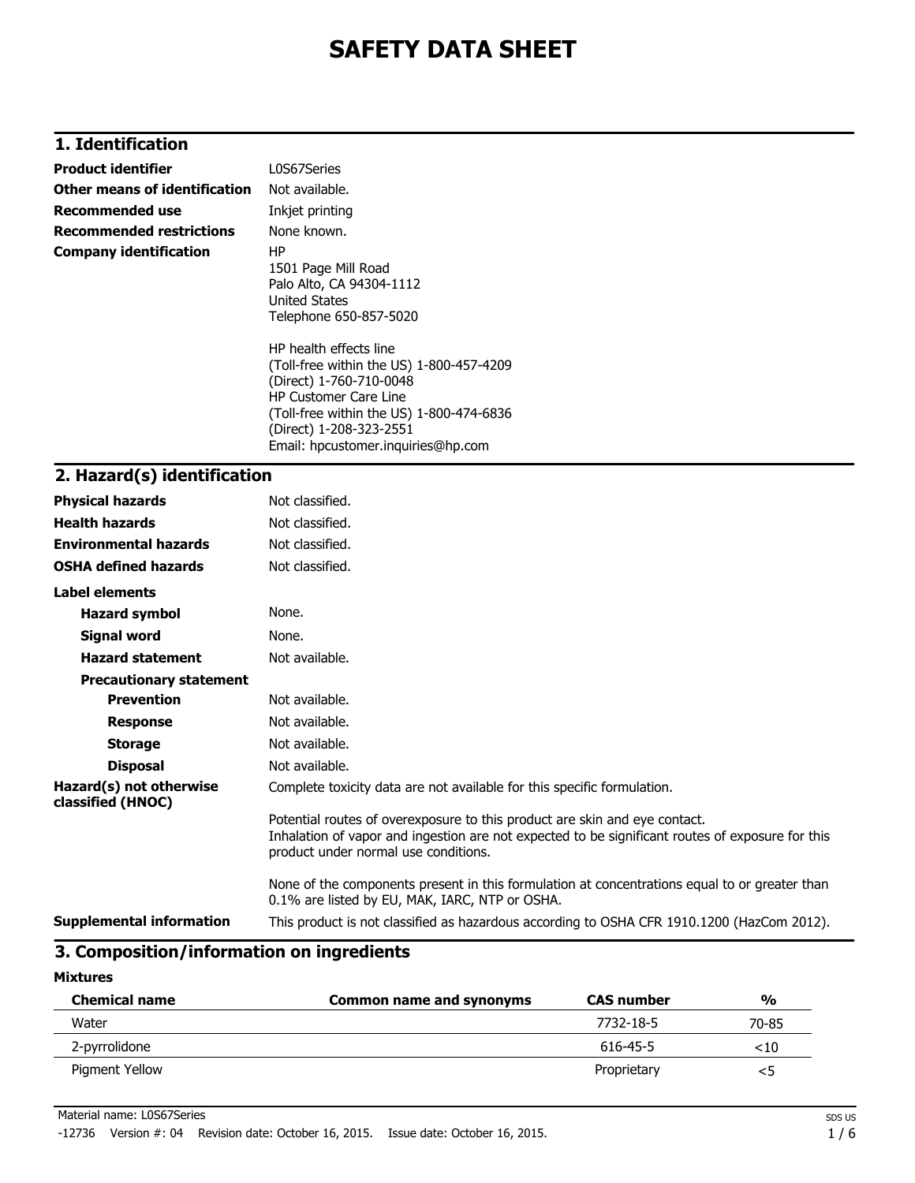# SAFETY DATA SHEET

## 1. Identification

| | |
|---|---|
| **Product identifier** | L0S67Series |
| **Other means of identification** | Not available. |
| **Recommended use** | Inkjet printing |
| **Recommended restrictions** | None known. |
| **Company identification** | HP<br>1501 Page Mill Road<br>Palo Alto, CA 94304-1112<br>United States<br>Telephone 650-857-5020<br><br>HP health effects line<br>(Toll-free within the US) 1-800-457-4209<br>(Direct) 1-760-710-0048<br>HP Customer Care Line<br>(Toll-free within the US) 1-800-474-6836<br>(Direct) 1-208-323-2551<br>Email: hpcustomer.inquiries@hp.com |

## 2. Hazard(s) identification

| | |
|---|---|
| **Physical hazards** | Not classified. |
| **Health hazards** | Not classified. |
| **Environmental hazards** | Not classified. |
| **OSHA defined hazards** | Not classified. |

**Label elements**

| | |
|---|---|
| **Hazard symbol** | None. |
| **Signal word** | None. |
| **Hazard statement** | Not available. |

**Precautionary statement**

| | |
|---|---|
| **Prevention** | Not available. |
| **Response** | Not available. |
| **Storage** | Not available. |
| **Disposal** | Not available. |

**Hazard(s) not otherwise classified (HNOC)**

Complete toxicity data are not available for this specific formulation.

Potential routes of overexposure to this product are skin and eye contact.
Inhalation of vapor and ingestion are not expected to be significant routes of exposure for this product under normal use conditions.

None of the components present in this formulation at concentrations equal to or greater than 0.1% are listed by EU, MAK, IARC, NTP or OSHA.

**Supplemental information**

This product is not classified as hazardous according to OSHA CFR 1910.1200 (HazCom 2012).

## 3. Composition/information on ingredients

**Mixtures**

| Chemical name | Common name and synonyms | CAS number | % |
|---|---|---|---|
| Water | | 7732-18-5 | 70-85 |
| 2-pyrrolidone | | 616-45-5 | <10 |
| Pigment Yellow | | Proprietary | <5 |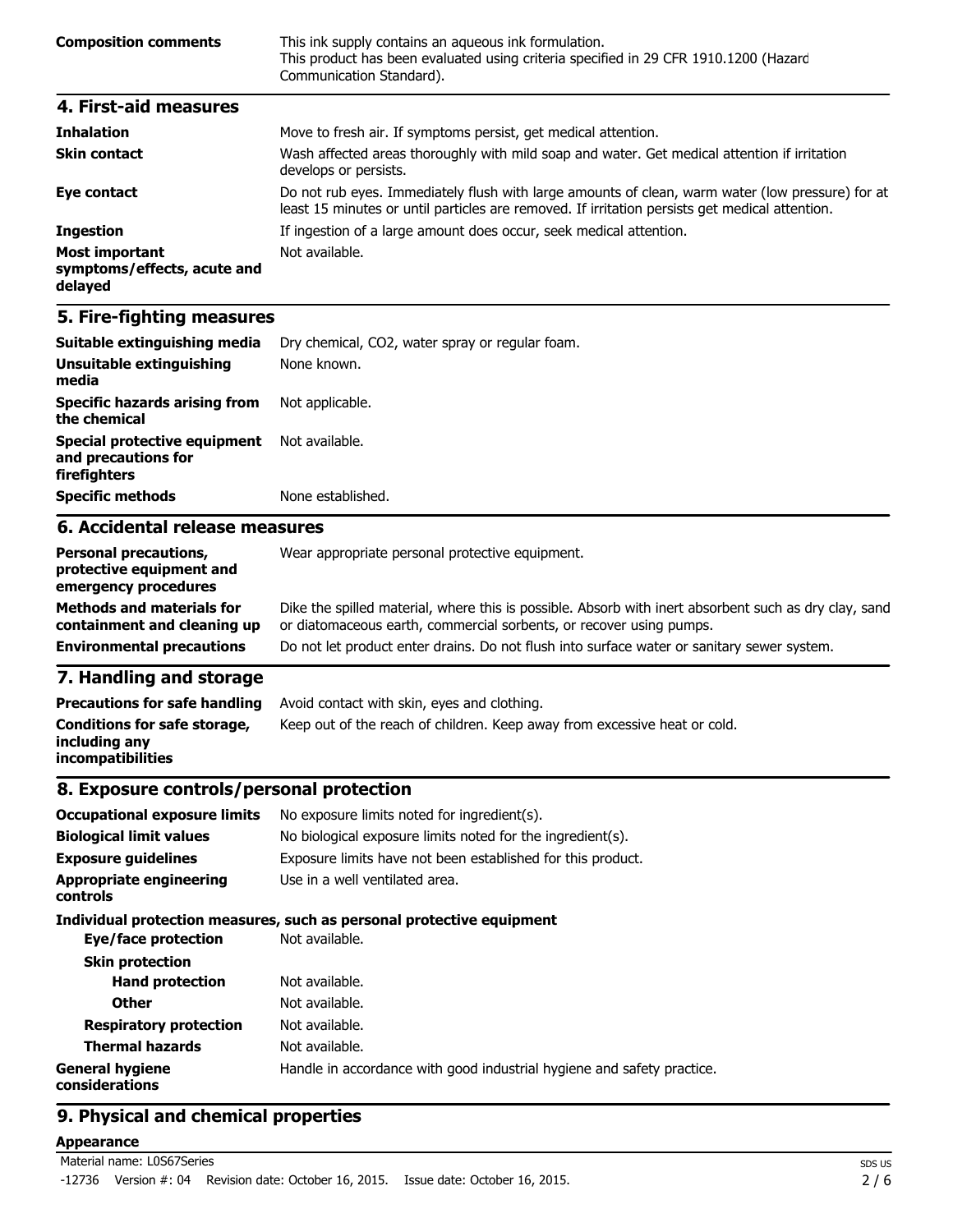| | |
|---|---|
| **Composition comments** | This ink supply contains an aqueous ink formulation. This product has been evaluated using criteria specified in 29 CFR 1910.1200 (Hazard Communication Standard). |

## 4. First-aid measures

| | |
|---|---|
| **Inhalation** | Move to fresh air. If symptoms persist, get medical attention. |
| **Skin contact** | Wash affected areas thoroughly with mild soap and water. Get medical attention if irritation develops or persists. |
| **Eye contact** | Do not rub eyes. Immediately flush with large amounts of clean, warm water (low pressure) for at least 15 minutes or until particles are removed. If irritation persists get medical attention. |
| **Ingestion** | If ingestion of a large amount does occur, seek medical attention. |
| **Most important symptoms/effects, acute and delayed** | Not available. |

## 5. Fire-fighting measures

| | |
|---|---|
| **Suitable extinguishing media** | Dry chemical, $CO_2$, water spray or regular foam. |
| **Unsuitable extinguishing media** | None known. |
| **Specific hazards arising from the chemical** | Not applicable. |
| **Special protective equipment and precautions for firefighters** | Not available. |
| **Specific methods** | None established. |

## 6. Accidental release measures

| | |
|---|---|
| **Personal precautions, protective equipment and emergency procedures** | Wear appropriate personal protective equipment. |
| **Methods and materials for containment and cleaning up** | Dike the spilled material, where this is possible. Absorb with inert absorbent such as dry clay, sand or diatomaceous earth, commercial sorbents, or recover using pumps. |
| **Environmental precautions** | Do not let product enter drains. Do not flush into surface water or sanitary sewer system. |

## 7. Handling and storage

| | |
|---|---|
| **Precautions for safe handling** | Avoid contact with skin, eyes and clothing. |
| **Conditions for safe storage, including any incompatibilities** | Keep out of the reach of children. Keep away from excessive heat or cold. |

## 8. Exposure controls/personal protection

| | |
|---|---|
| **Occupational exposure limits** | No exposure limits noted for ingredient(s). |
| **Biological limit values** | No biological exposure limits noted for the ingredient(s). |
| **Exposure guidelines** | Exposure limits have not been established for this product. |
| **Appropriate engineering controls** | Use in a well ventilated area. |

**Individual protection measures, such as personal protective equipment**

| | |
|---|---|
| **Eye/face protection** | Not available. |
| **Skin protection** | |
| **Hand protection** | Not available. |
| **Other** | Not available. |
| **Respiratory protection** | Not available. |
| **Thermal hazards** | Not available. |
| **General hygiene considerations** | Handle in accordance with good industrial hygiene and safety practice. |

## 9. Physical and chemical properties

**Appearance**

Material name: L0S67Series

-12736 Version #: 04 Revision date: October 16, 2015. Issue date: October 16, 2015.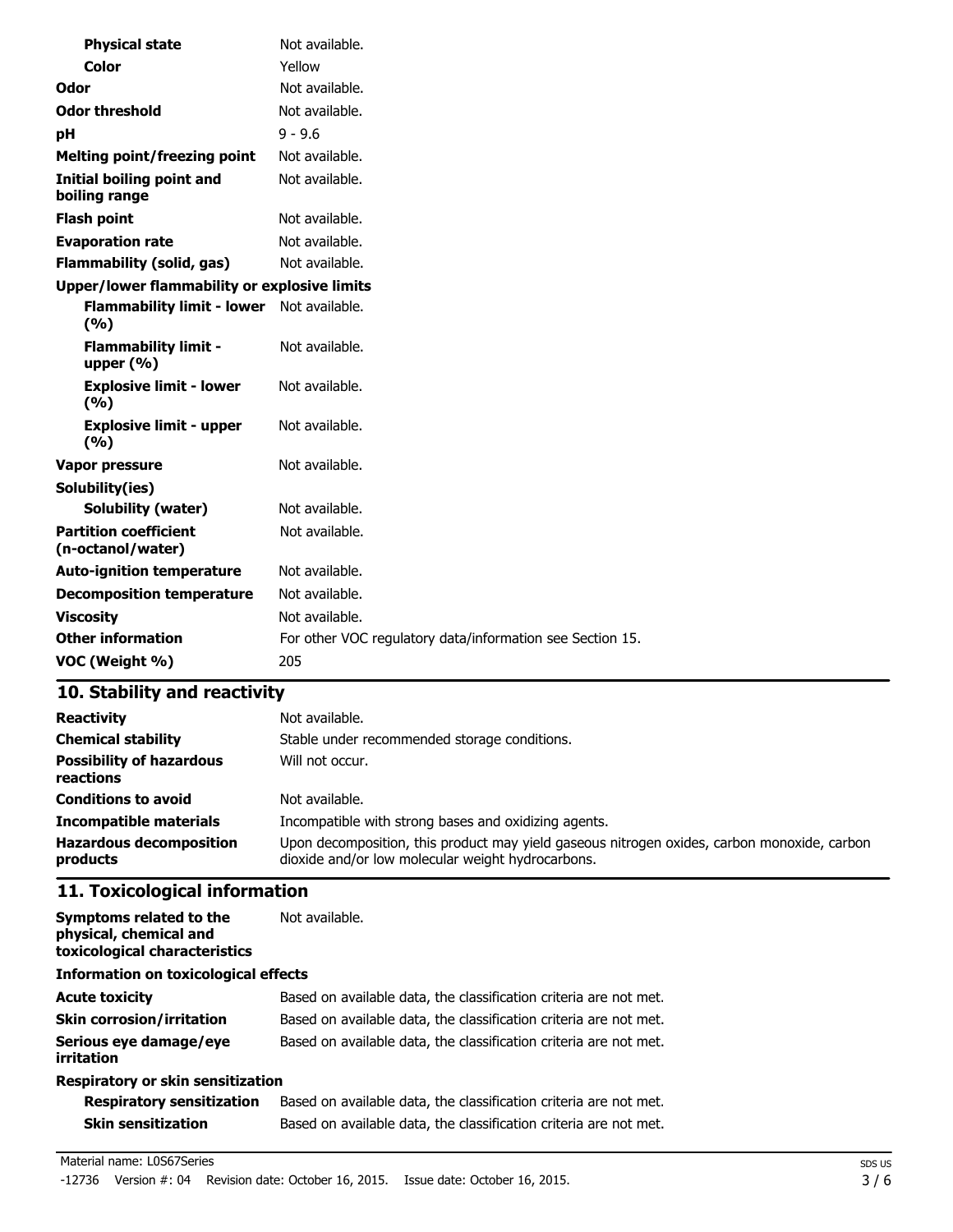| | |
|---|---|
| **Physical state** | Not available. |
| **Color** | Yellow |
| **Odor** | Not available. |
| **Odor threshold** | Not available. |
| **pH** | 9 - 9.6 |
| **Melting point/freezing point** | Not available. |
| **Initial boiling point and boiling range** | Not available. |
| **Flash point** | Not available. |
| **Evaporation rate** | Not available. |
| **Flammability (solid, gas)** | Not available. |
| **Upper/lower flammability or explosive limits** | |
| **Flammability limit - lower (%)** | Not available. |
| **Flammability limit - upper (%)** | Not available. |
| **Explosive limit - lower (%)** | Not available. |
| **Explosive limit - upper (%)** | Not available. |
| **Vapor pressure** | Not available. |
| **Solubility(ies)** | |
| **Solubility (water)** | Not available. |
| **Partition coefficient (n-octanol/water)** | Not available. |
| **Auto-ignition temperature** | Not available. |
| **Decomposition temperature** | Not available. |
| **Viscosity** | Not available. |
| **Other information** | For other VOC regulatory data/information see Section 15. |
| **VOC (Weight %)** | 205 |

## 10. Stability and reactivity

| | |
|---|---|
| **Reactivity** | Not available. |
| **Chemical stability** | Stable under recommended storage conditions. |
| **Possibility of hazardous reactions** | Will not occur. |
| **Conditions to avoid** | Not available. |
| **Incompatible materials** | Incompatible with strong bases and oxidizing agents. |
| **Hazardous decomposition products** | Upon decomposition, this product may yield gaseous nitrogen oxides, carbon monoxide, carbon dioxide and/or low molecular weight hydrocarbons. |

## 11. Toxicological information

| | |
|---|---|
| **Symptoms related to the physical, chemical and toxicological characteristics** | Not available. |
| **Information on toxicological effects** | |
| **Acute toxicity** | Based on available data, the classification criteria are not met. |
| **Skin corrosion/irritation** | Based on available data, the classification criteria are not met. |
| **Serious eye damage/eye irritation** | Based on available data, the classification criteria are not met. |
| **Respiratory or skin sensitization** | |
| **Respiratory sensitization** | Based on available data, the classification criteria are not met. |
| **Skin sensitization** | Based on available data, the classification criteria are not met. |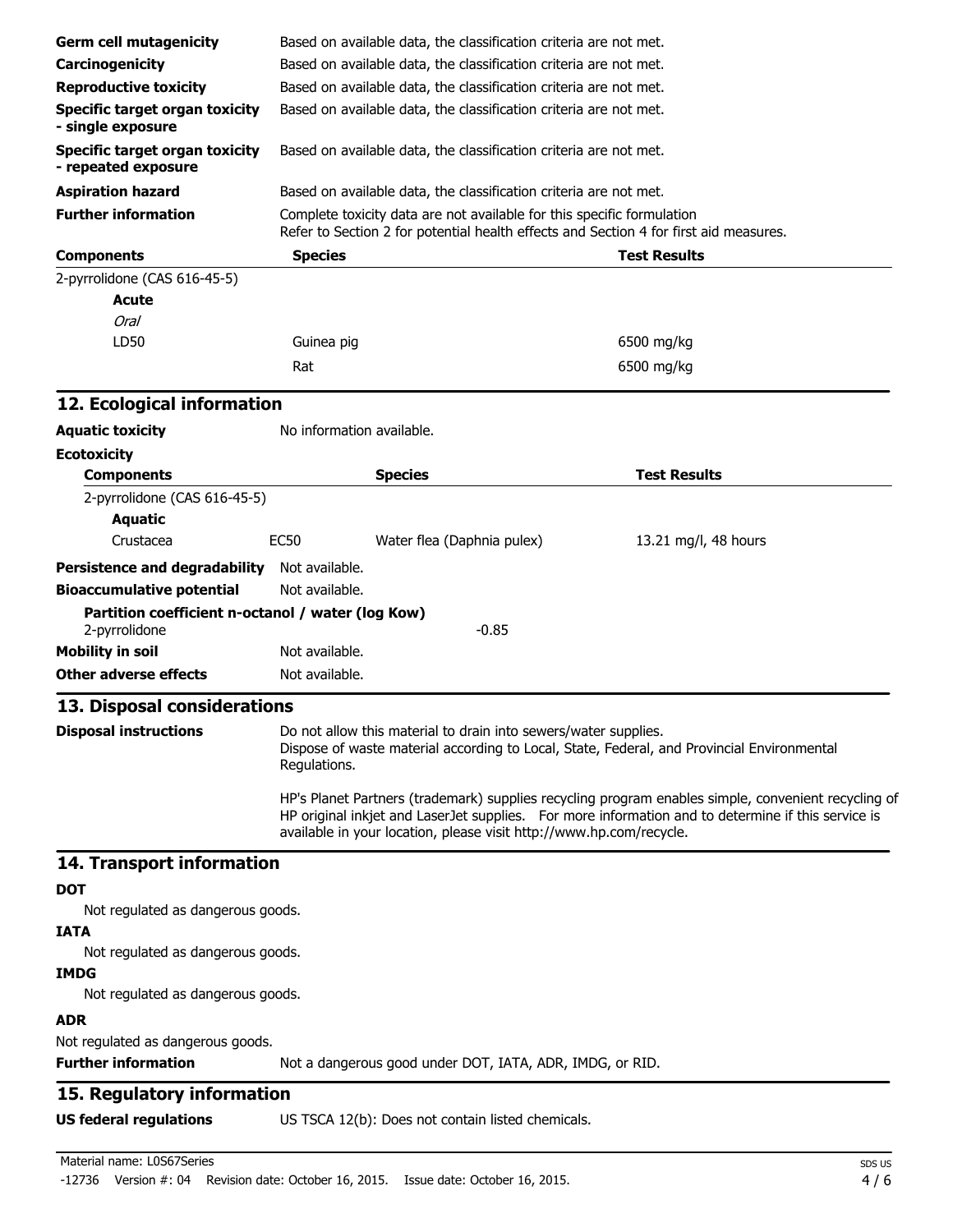| | |
|---|---|
| **Germ cell mutagenicity** | Based on available data, the classification criteria are not met. |
| **Carcinogenicity** | Based on available data, the classification criteria are not met. |
| **Reproductive toxicity** | Based on available data, the classification criteria are not met. |
| **Specific target organ toxicity - single exposure** | Based on available data, the classification criteria are not met. |
| **Specific target organ toxicity - repeated exposure** | Based on available data, the classification criteria are not met. |
| **Aspiration hazard** | Based on available data, the classification criteria are not met. |
| **Further information** | Complete toxicity data are not available for this specific formulation<br>Refer to Section 2 for potential health effects and Section 4 for first aid measures. |

| Components | Species | Test Results |
|---|---|---|
| 2-pyrrolidone (CAS 616-45-5) | | |
| **Acute** | | |
| *Oral* | | |
| LD50 | Guinea pig | 6500 mg/kg |
| | Rat | 6500 mg/kg |

## 12. Ecological information

**Aquatic toxicity** No information available.

**Ecotoxicity**

| Components | | Species | Test Results |
|---|---|---|---|
| 2-pyrrolidone (CAS 616-45-5) | | | |
| **Aquatic** | | | |
| Crustacea | EC50 | Water flea (Daphnia pulex) | 13.21 mg/l, 48 hours |

**Persistence and degradability** Not available.

**Bioaccumulative potential** Not available.

**Partition coefficient n-octanol / water (log Kow)**

2-pyrrolidone -0.85

**Mobility in soil** Not available.

**Other adverse effects** Not available.

## 13. Disposal considerations

**Disposal instructions** Do not allow this material to drain into sewers/water supplies.
Dispose of waste material according to Local, State, Federal, and Provincial Environmental Regulations.

HP's Planet Partners (trademark) supplies recycling program enables simple, convenient recycling of HP original inkjet and LaserJet supplies. For more information and to determine if this service is available in your location, please visit http://www.hp.com/recycle.

## 14. Transport information

**DOT**

Not regulated as dangerous goods.

**IATA**

Not regulated as dangerous goods.

**IMDG**

Not regulated as dangerous goods.

**ADR**

Not regulated as dangerous goods.

**Further information** Not a dangerous good under DOT, IATA, ADR, IMDG, or RID.

## 15. Regulatory information

**US federal regulations** US TSCA 12(b): Does not contain listed chemicals.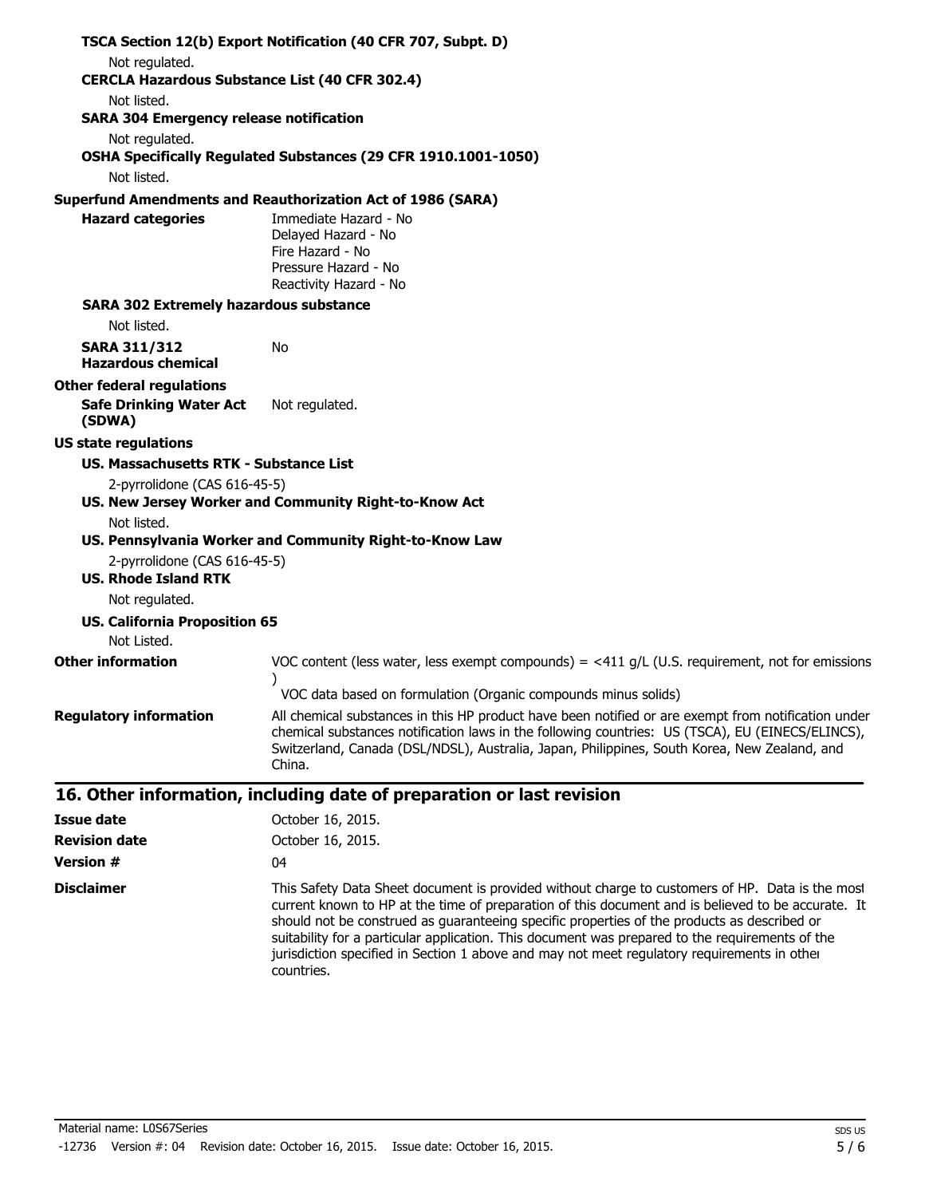**TSCA Section 12(b) Export Notification (40 CFR 707, Subpt. D)**

Not regulated.

**CERCLA Hazardous Substance List (40 CFR 302.4)**

Not listed.

**SARA 304 Emergency release notification**

Not regulated.

**OSHA Specifically Regulated Substances (29 CFR 1910.1001-1050)**

Not listed.

**Superfund Amendments and Reauthorization Act of 1986 (SARA)**

**Hazard categories**
Immediate Hazard - No
Delayed Hazard - No
Fire Hazard - No
Pressure Hazard - No
Reactivity Hazard - No

**SARA 302 Extremely hazardous substance**

Not listed.

**SARA 311/312 Hazardous chemical** No

**Other federal regulations**

**Safe Drinking Water Act (SDWA)** Not regulated.

**US state regulations**

**US. Massachusetts RTK - Substance List**

2-pyrrolidone (CAS 616-45-5)

**US. New Jersey Worker and Community Right-to-Know Act**

Not listed.

**US. Pennsylvania Worker and Community Right-to-Know Law**

2-pyrrolidone (CAS 616-45-5)

**US. Rhode Island RTK**

Not regulated.

**US. California Proposition 65**

Not Listed.

**Other information**
VOC content (less water, less exempt compounds) = <411 g/L (U.S. requirement, not for emissions )
VOC data based on formulation (Organic compounds minus solids)

**Regulatory information**
All chemical substances in this HP product have been notified or are exempt from notification under chemical substances notification laws in the following countries: US (TSCA), EU (EINECS/ELINCS), Switzerland, Canada (DSL/NDSL), Australia, Japan, Philippines, South Korea, New Zealand, and China.

## 16. Other information, including date of preparation or last revision

**Issue date** October 16, 2015.

**Revision date** October 16, 2015.

**Version #** 04

**Disclaimer**
This Safety Data Sheet document is provided without charge to customers of HP. Data is the most current known to HP at the time of preparation of this document and is believed to be accurate. It should not be construed as guaranteeing specific properties of the products as described or suitability for a particular application. This document was prepared to the requirements of the jurisdiction specified in Section 1 above and may not meet regulatory requirements in other countries.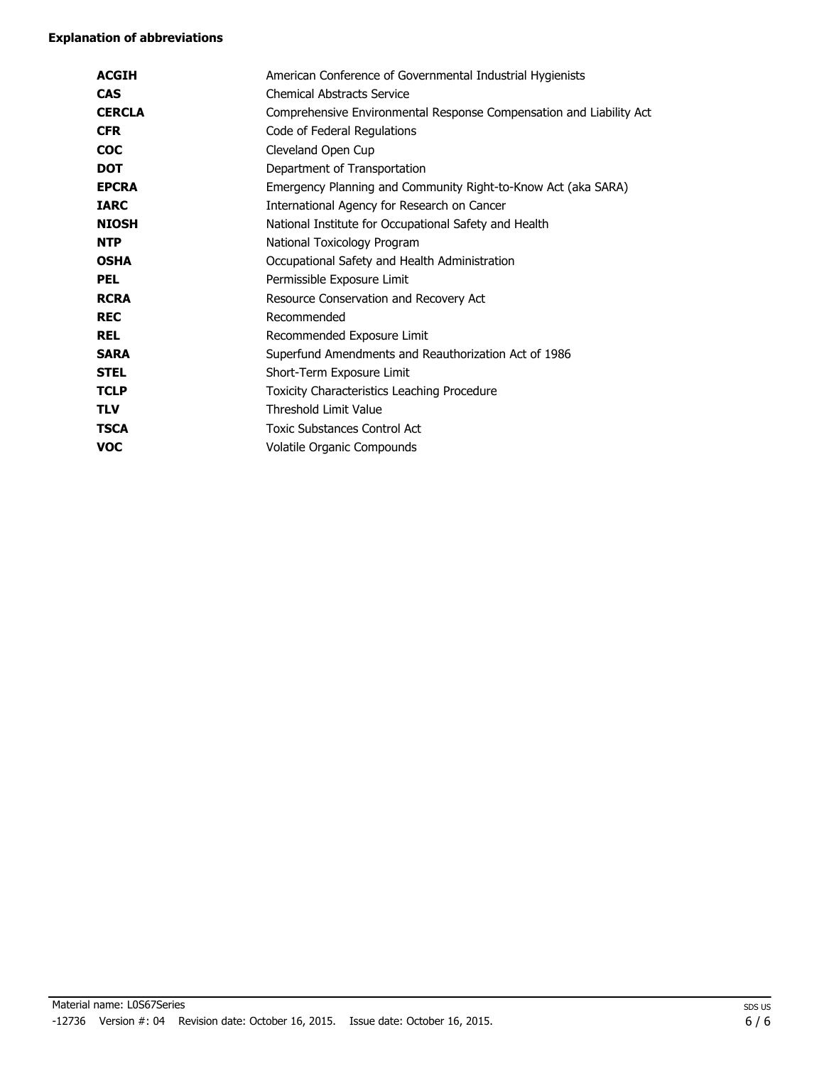**Explanation of abbreviations**

| | |
|---|---|
| **ACGIH** | American Conference of Governmental Industrial Hygienists |
| **CAS** | Chemical Abstracts Service |
| **CERCLA** | Comprehensive Environmental Response Compensation and Liability Act |
| **CFR** | Code of Federal Regulations |
| **COC** | Cleveland Open Cup |
| **DOT** | Department of Transportation |
| **EPCRA** | Emergency Planning and Community Right-to-Know Act (aka SARA) |
| **IARC** | International Agency for Research on Cancer |
| **NIOSH** | National Institute for Occupational Safety and Health |
| **NTP** | National Toxicology Program |
| **OSHA** | Occupational Safety and Health Administration |
| **PEL** | Permissible Exposure Limit |
| **RCRA** | Resource Conservation and Recovery Act |
| **REC** | Recommended |
| **REL** | Recommended Exposure Limit |
| **SARA** | Superfund Amendments and Reauthorization Act of 1986 |
| **STEL** | Short-Term Exposure Limit |
| **TCLP** | Toxicity Characteristics Leaching Procedure |
| **TLV** | Threshold Limit Value |
| **TSCA** | Toxic Substances Control Act |
| **VOC** | Volatile Organic Compounds |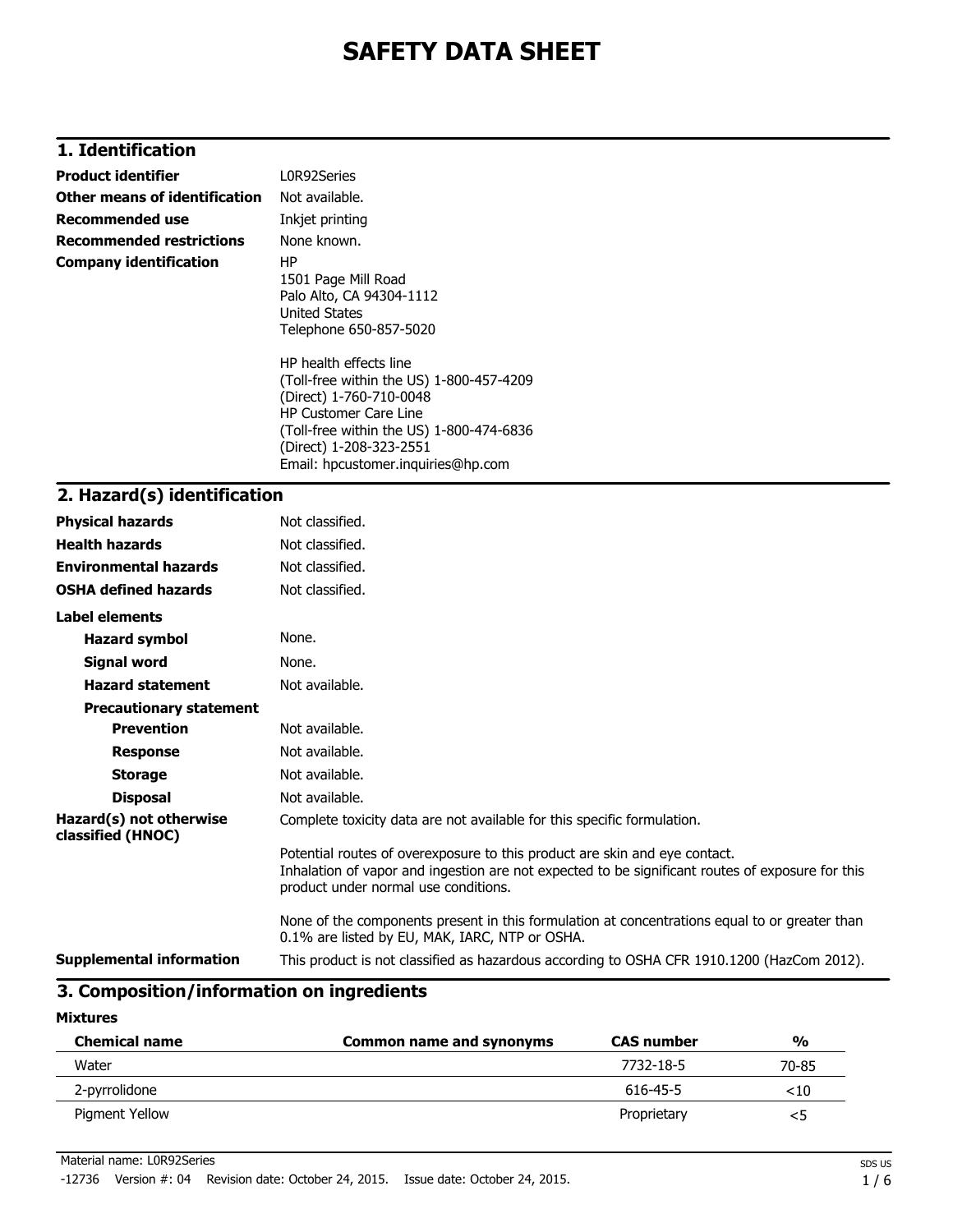# SAFETY DATA SHEET

## 1. Identification

**Product identifier** L0R92Series

**Other means of identification** Not available.

**Recommended use** Inkjet printing

**Recommended restrictions** None known.

**Company identification**
HP
1501 Page Mill Road
Palo Alto, CA 94304-1112
United States
Telephone 650-857-5020

HP health effects line
(Toll-free within the US) 1-800-457-4209
(Direct) 1-760-710-0048
HP Customer Care Line
(Toll-free within the US) 1-800-474-6836
(Direct) 1-208-323-2551
Email: hpcustomer.inquiries@hp.com

## 2. Hazard(s) identification

**Physical hazards** Not classified.

**Health hazards** Not classified.

**Environmental hazards** Not classified.

**OSHA defined hazards** Not classified.

**Label elements**

**Hazard symbol** None.

**Signal word** None.

**Hazard statement** Not available.

**Precautionary statement**

**Prevention** Not available.

**Response** Not available.

**Storage** Not available.

**Disposal** Not available.

**Hazard(s) not otherwise classified (HNOC)**
Complete toxicity data are not available for this specific formulation.

Potential routes of overexposure to this product are skin and eye contact.
Inhalation of vapor and ingestion are not expected to be significant routes of exposure for this product under normal use conditions.

None of the components present in this formulation at concentrations equal to or greater than 0.1% are listed by EU, MAK, IARC, NTP or OSHA.

**Supplemental information** This product is not classified as hazardous according to OSHA CFR 1910.1200 (HazCom 2012).

## 3. Composition/information on ingredients

**Mixtures**

| Chemical name | Common name and synonyms | CAS number | % |
|---|---|---|---|
| Water | | 7732-18-5 | 70-85 |
| 2-pyrrolidone | | 616-45-5 | <10 |
| Pigment Yellow | | Proprietary | <5 |

Material name: L0R92Series

-12736 Version #: 04 Revision date: October 24, 2015. Issue date: October 24, 2015.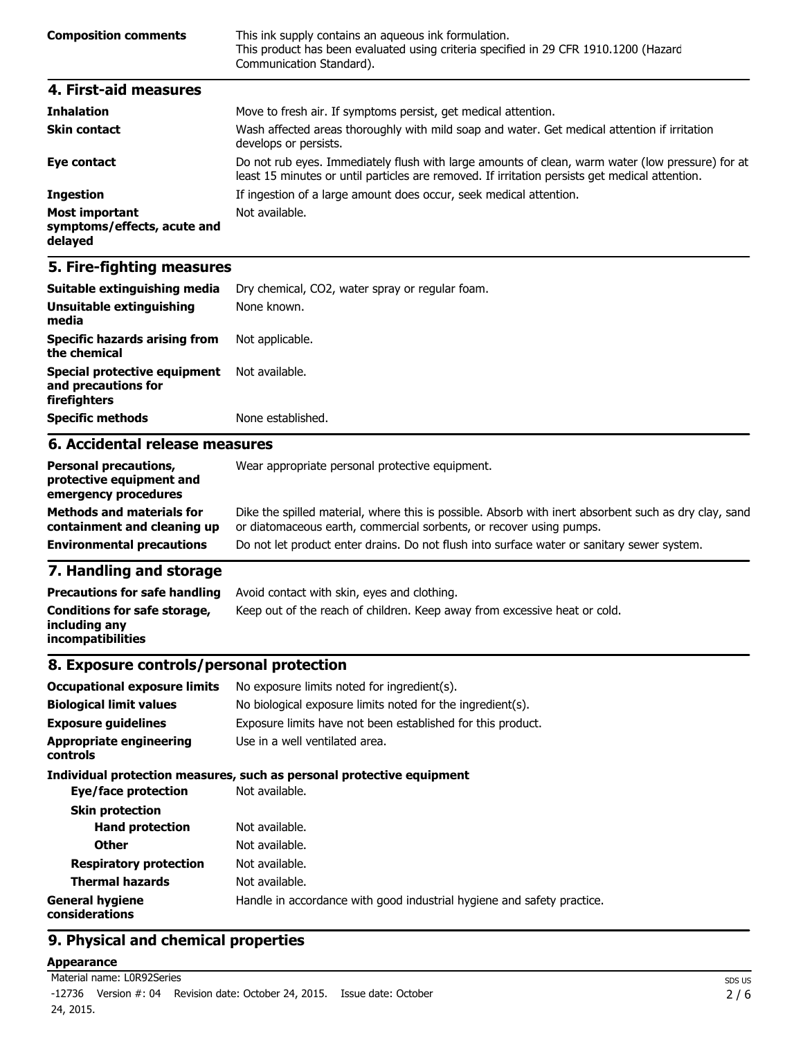| | |
|---|---|
| **Composition comments** | This ink supply contains an aqueous ink formulation. This product has been evaluated using criteria specified in 29 CFR 1910.1200 (Hazard Communication Standard). |

## 4. First-aid measures

| | |
|---|---|
| **Inhalation** | Move to fresh air. If symptoms persist, get medical attention. |
| **Skin contact** | Wash affected areas thoroughly with mild soap and water. Get medical attention if irritation develops or persists. |
| **Eye contact** | Do not rub eyes. Immediately flush with large amounts of clean, warm water (low pressure) for at least 15 minutes or until particles are removed. If irritation persists get medical attention. |
| **Ingestion** | If ingestion of a large amount does occur, seek medical attention. |
| **Most important symptoms/effects, acute and delayed** | Not available. |

## 5. Fire-fighting measures

| | |
|---|---|
| **Suitable extinguishing media** | Dry chemical, $CO_2$, water spray or regular foam. |
| **Unsuitable extinguishing media** | None known. |
| **Specific hazards arising from the chemical** | Not applicable. |
| **Special protective equipment and precautions for firefighters** | Not available. |
| **Specific methods** | None established. |

## 6. Accidental release measures

| | |
|---|---|
| **Personal precautions, protective equipment and emergency procedures** | Wear appropriate personal protective equipment. |
| **Methods and materials for containment and cleaning up** | Dike the spilled material, where this is possible. Absorb with inert absorbent such as dry clay, sand or diatomaceous earth, commercial sorbents, or recover using pumps. |
| **Environmental precautions** | Do not let product enter drains. Do not flush into surface water or sanitary sewer system. |

## 7. Handling and storage

| | |
|---|---|
| **Precautions for safe handling** | Avoid contact with skin, eyes and clothing. |
| **Conditions for safe storage, including any incompatibilities** | Keep out of the reach of children. Keep away from excessive heat or cold. |

## 8. Exposure controls/personal protection

| | |
|---|---|
| **Occupational exposure limits** | No exposure limits noted for ingredient(s). |
| **Biological limit values** | No biological exposure limits noted for the ingredient(s). |
| **Exposure guidelines** | Exposure limits have not been established for this product. |
| **Appropriate engineering controls** | Use in a well ventilated area. |

**Individual protection measures, such as personal protective equipment**

| | |
|---|---|
| **Eye/face protection** | Not available. |
| **Skin protection** | |
| **Hand protection** | Not available. |
| **Other** | Not available. |
| **Respiratory protection** | Not available. |
| **Thermal hazards** | Not available. |
| **General hygiene considerations** | Handle in accordance with good industrial hygiene and safety practice. |

## 9. Physical and chemical properties

**Appearance**

Material name: L0R92Series

-12736 Version #: 04 Revision date: October 24, 2015. Issue date: October 24, 2015.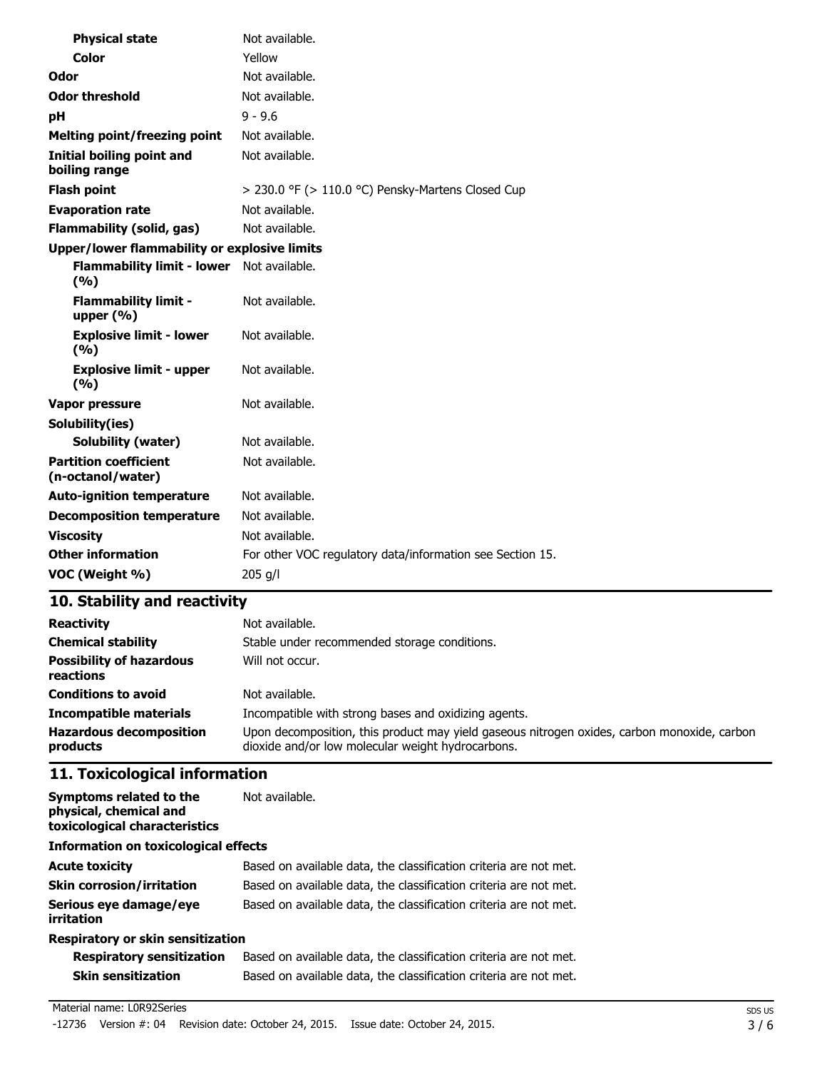| | |
|---|---|
| **Physical state** | Not available. |
| **Color** | Yellow |
| **Odor** | Not available. |
| **Odor threshold** | Not available. |
| **pH** | 9 - 9.6 |
| **Melting point/freezing point** | Not available. |
| **Initial boiling point and boiling range** | Not available. |
| **Flash point** | > 230.0 °F (> 110.0 °C) Pensky-Martens Closed Cup |
| **Evaporation rate** | Not available. |
| **Flammability (solid, gas)** | Not available. |
| **Upper/lower flammability or explosive limits** | |
| **Flammability limit - lower (%)** | Not available. |
| **Flammability limit - upper (%)** | Not available. |
| **Explosive limit - lower (%)** | Not available. |
| **Explosive limit - upper (%)** | Not available. |
| **Vapor pressure** | Not available. |
| **Solubility(ies)** | |
| **Solubility (water)** | Not available. |
| **Partition coefficient (n-octanol/water)** | Not available. |
| **Auto-ignition temperature** | Not available. |
| **Decomposition temperature** | Not available. |
| **Viscosity** | Not available. |
| **Other information** | For other VOC regulatory data/information see Section 15. |
| **VOC (Weight %)** | 205 g/l |

## 10. Stability and reactivity

| | |
|---|---|
| **Reactivity** | Not available. |
| **Chemical stability** | Stable under recommended storage conditions. |
| **Possibility of hazardous reactions** | Will not occur. |
| **Conditions to avoid** | Not available. |
| **Incompatible materials** | Incompatible with strong bases and oxidizing agents. |
| **Hazardous decomposition products** | Upon decomposition, this product may yield gaseous nitrogen oxides, carbon monoxide, carbon dioxide and/or low molecular weight hydrocarbons. |

## 11. Toxicological information

| | |
|---|---|
| **Symptoms related to the physical, chemical and toxicological characteristics** | Not available. |
| **Information on toxicological effects** | |
| **Acute toxicity** | Based on available data, the classification criteria are not met. |
| **Skin corrosion/irritation** | Based on available data, the classification criteria are not met. |
| **Serious eye damage/eye irritation** | Based on available data, the classification criteria are not met. |
| **Respiratory or skin sensitization** | |
| **Respiratory sensitization** | Based on available data, the classification criteria are not met. |
| **Skin sensitization** | Based on available data, the classification criteria are not met. |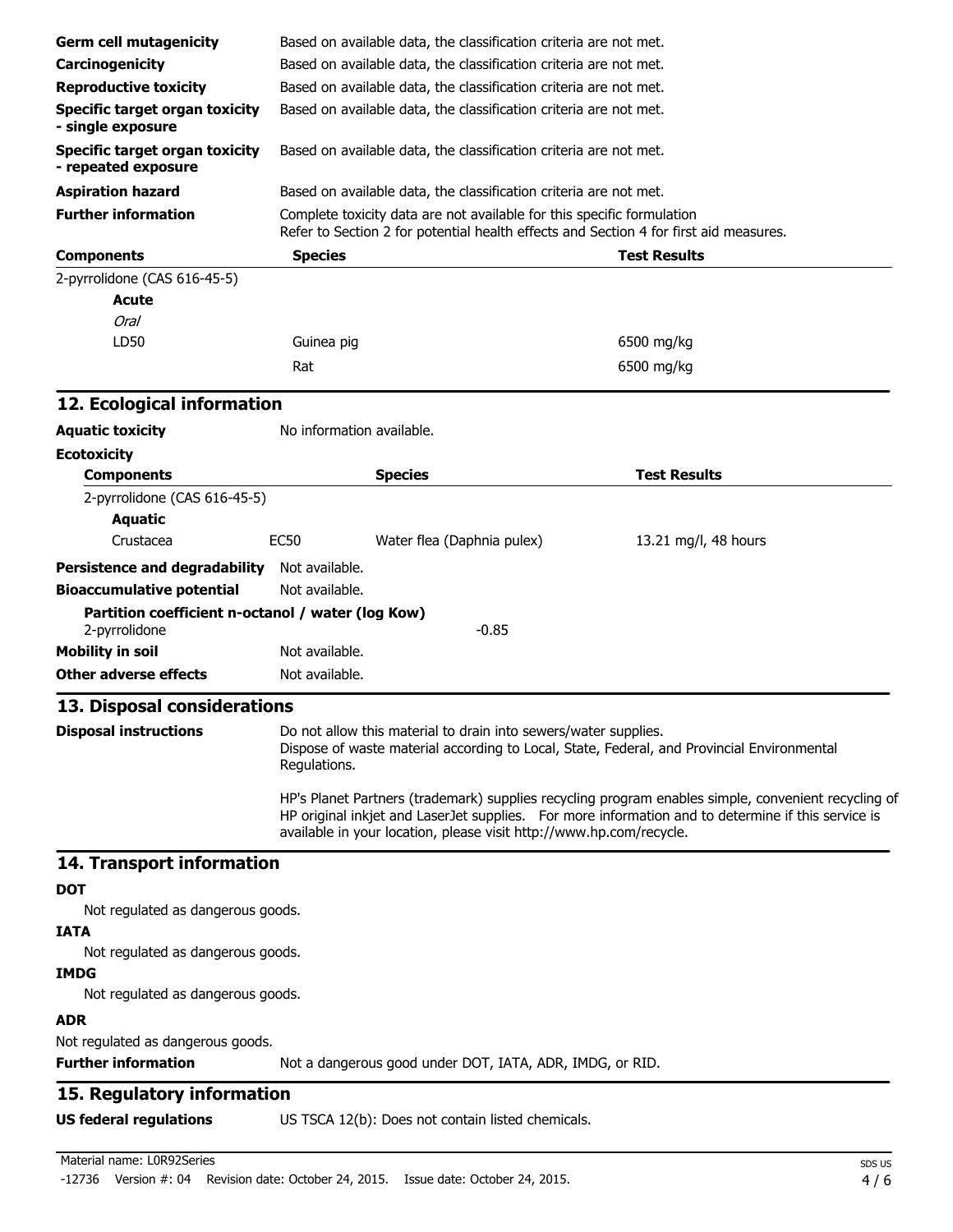| | |
|---|---|
| **Germ cell mutagenicity** | Based on available data, the classification criteria are not met. |
| **Carcinogenicity** | Based on available data, the classification criteria are not met. |
| **Reproductive toxicity** | Based on available data, the classification criteria are not met. |
| **Specific target organ toxicity - single exposure** | Based on available data, the classification criteria are not met. |
| **Specific target organ toxicity - repeated exposure** | Based on available data, the classification criteria are not met. |
| **Aspiration hazard** | Based on available data, the classification criteria are not met. |
| **Further information** | Complete toxicity data are not available for this specific formulation<br>Refer to Section 2 for potential health effects and Section 4 for first aid measures. |

| Components | Species | Test Results |
|---|---|---|
| 2-pyrrolidone (CAS 616-45-5) | | |
| **Acute** | | |
| *Oral* | | |
| LD50 | Guinea pig | 6500 mg/kg |
| | Rat | 6500 mg/kg |

## 12. Ecological information

**Aquatic toxicity** No information available.

**Ecotoxicity**

| Components | | Species | Test Results |
|---|---|---|---|
| 2-pyrrolidone (CAS 616-45-5) | | | |
| **Aquatic** | | | |
| Crustacea | EC50 | Water flea (Daphnia pulex) | 13.21 mg/l, 48 hours |

**Persistence and degradability** Not available.

**Bioaccumulative potential** Not available.

**Partition coefficient n-octanol / water (log Kow)**
2-pyrrolidone -0.85

**Mobility in soil** Not available.

**Other adverse effects** Not available.

## 13. Disposal considerations

**Disposal instructions** Do not allow this material to drain into sewers/water supplies.
Dispose of waste material according to Local, State, Federal, and Provincial Environmental Regulations.

HP's Planet Partners (trademark) supplies recycling program enables simple, convenient recycling of HP original inkjet and LaserJet supplies. For more information and to determine if this service is available in your location, please visit http://www.hp.com/recycle.

## 14. Transport information

**DOT**

Not regulated as dangerous goods.

**IATA**

Not regulated as dangerous goods.

**IMDG**

Not regulated as dangerous goods.

**ADR**

Not regulated as dangerous goods.

**Further information** Not a dangerous good under DOT, IATA, ADR, IMDG, or RID.

## 15. Regulatory information

**US federal regulations** US TSCA 12(b): Does not contain listed chemicals.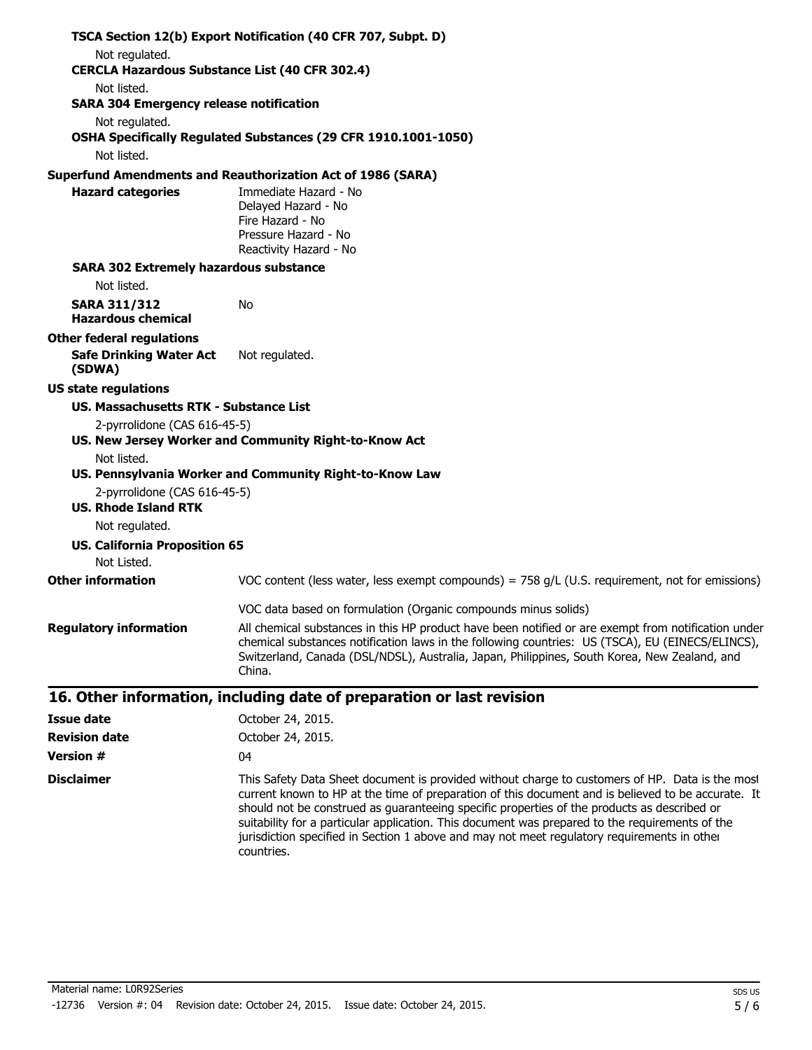**TSCA Section 12(b) Export Notification (40 CFR 707, Subpt. D)**

Not regulated.

**CERCLA Hazardous Substance List (40 CFR 302.4)**

Not listed.

**SARA 304 Emergency release notification**

Not regulated.

**OSHA Specifically Regulated Substances (29 CFR 1910.1001-1050)**

Not listed.

**Superfund Amendments and Reauthorization Act of 1986 (SARA)**

**Hazard categories**
Immediate Hazard - No
Delayed Hazard - No
Fire Hazard - No
Pressure Hazard - No
Reactivity Hazard - No

**SARA 302 Extremely hazardous substance**

Not listed.

**SARA 311/312 Hazardous chemical** No

**Other federal regulations**

**Safe Drinking Water Act (SDWA)** Not regulated.

**US state regulations**

**US. Massachusetts RTK - Substance List**

2-pyrrolidone (CAS 616-45-5)

**US. New Jersey Worker and Community Right-to-Know Act**

Not listed.

**US. Pennsylvania Worker and Community Right-to-Know Law**

2-pyrrolidone (CAS 616-45-5)

**US. Rhode Island RTK**

Not regulated.

**US. California Proposition 65**

Not Listed.

**Other information** VOC content (less water, less exempt compounds) = 758 g/L (U.S. requirement, not for emissions)

VOC data based on formulation (Organic compounds minus solids)

**Regulatory information** All chemical substances in this HP product have been notified or are exempt from notification under chemical substances notification laws in the following countries: US (TSCA), EU (EINECS/ELINCS), Switzerland, Canada (DSL/NDSL), Australia, Japan, Philippines, South Korea, New Zealand, and China.

## 16. Other information, including date of preparation or last revision

**Issue date** October 24, 2015.

**Revision date** October 24, 2015.

**Version #** 04

**Disclaimer** This Safety Data Sheet document is provided without charge to customers of HP. Data is the most current known to HP at the time of preparation of this document and is believed to be accurate. It should not be construed as guaranteeing specific properties of the products as described or suitability for a particular application. This document was prepared to the requirements of the jurisdiction specified in Section 1 above and may not meet regulatory requirements in other countries.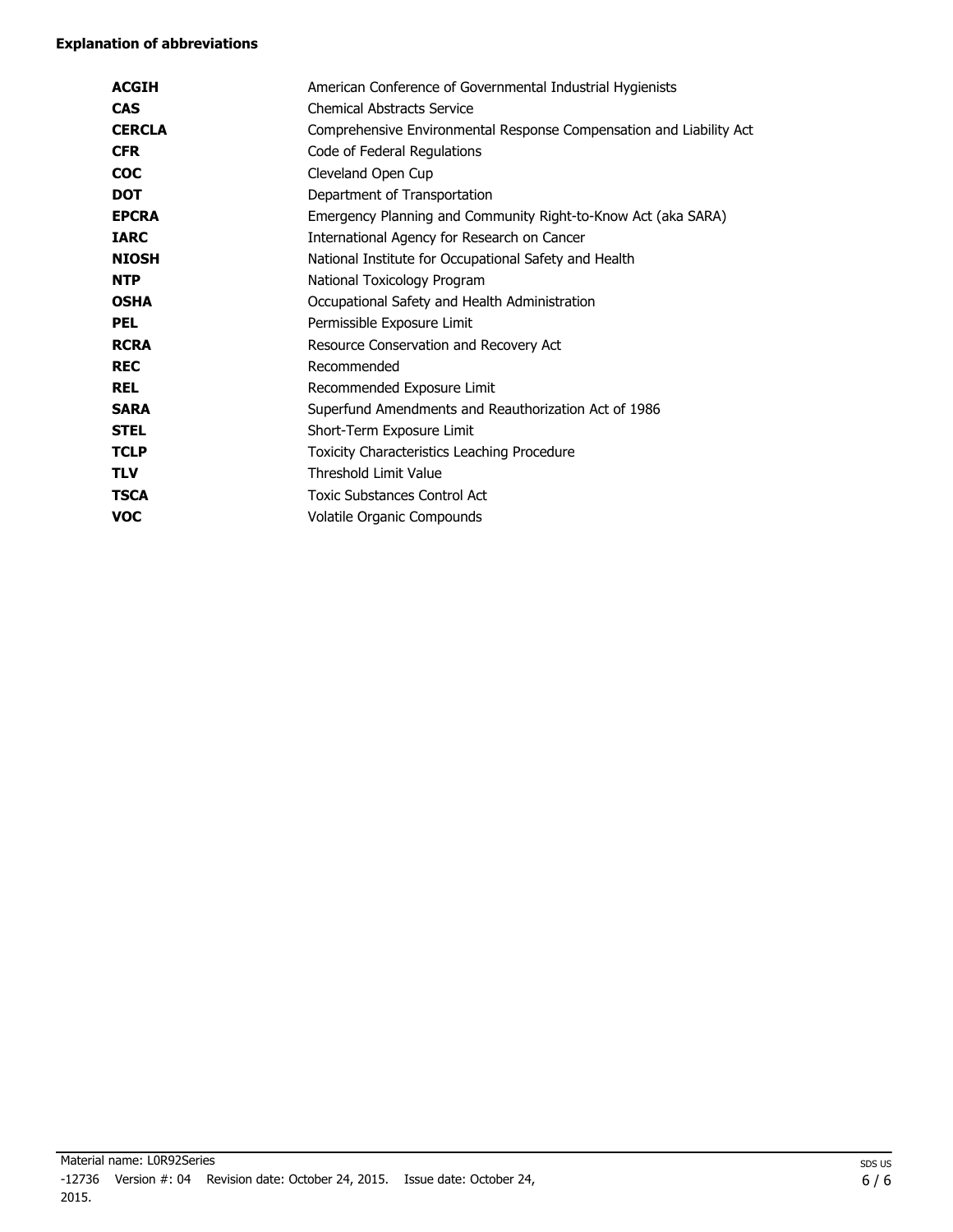**Explanation of abbreviations**

| | |
|---|---|
| **ACGIH** | American Conference of Governmental Industrial Hygienists |
| **CAS** | Chemical Abstracts Service |
| **CERCLA** | Comprehensive Environmental Response Compensation and Liability Act |
| **CFR** | Code of Federal Regulations |
| **COC** | Cleveland Open Cup |
| **DOT** | Department of Transportation |
| **EPCRA** | Emergency Planning and Community Right-to-Know Act (aka SARA) |
| **IARC** | International Agency for Research on Cancer |
| **NIOSH** | National Institute for Occupational Safety and Health |
| **NTP** | National Toxicology Program |
| **OSHA** | Occupational Safety and Health Administration |
| **PEL** | Permissible Exposure Limit |
| **RCRA** | Resource Conservation and Recovery Act |
| **REC** | Recommended |
| **REL** | Recommended Exposure Limit |
| **SARA** | Superfund Amendments and Reauthorization Act of 1986 |
| **STEL** | Short-Term Exposure Limit |
| **TCLP** | Toxicity Characteristics Leaching Procedure |
| **TLV** | Threshold Limit Value |
| **TSCA** | Toxic Substances Control Act |
| **VOC** | Volatile Organic Compounds |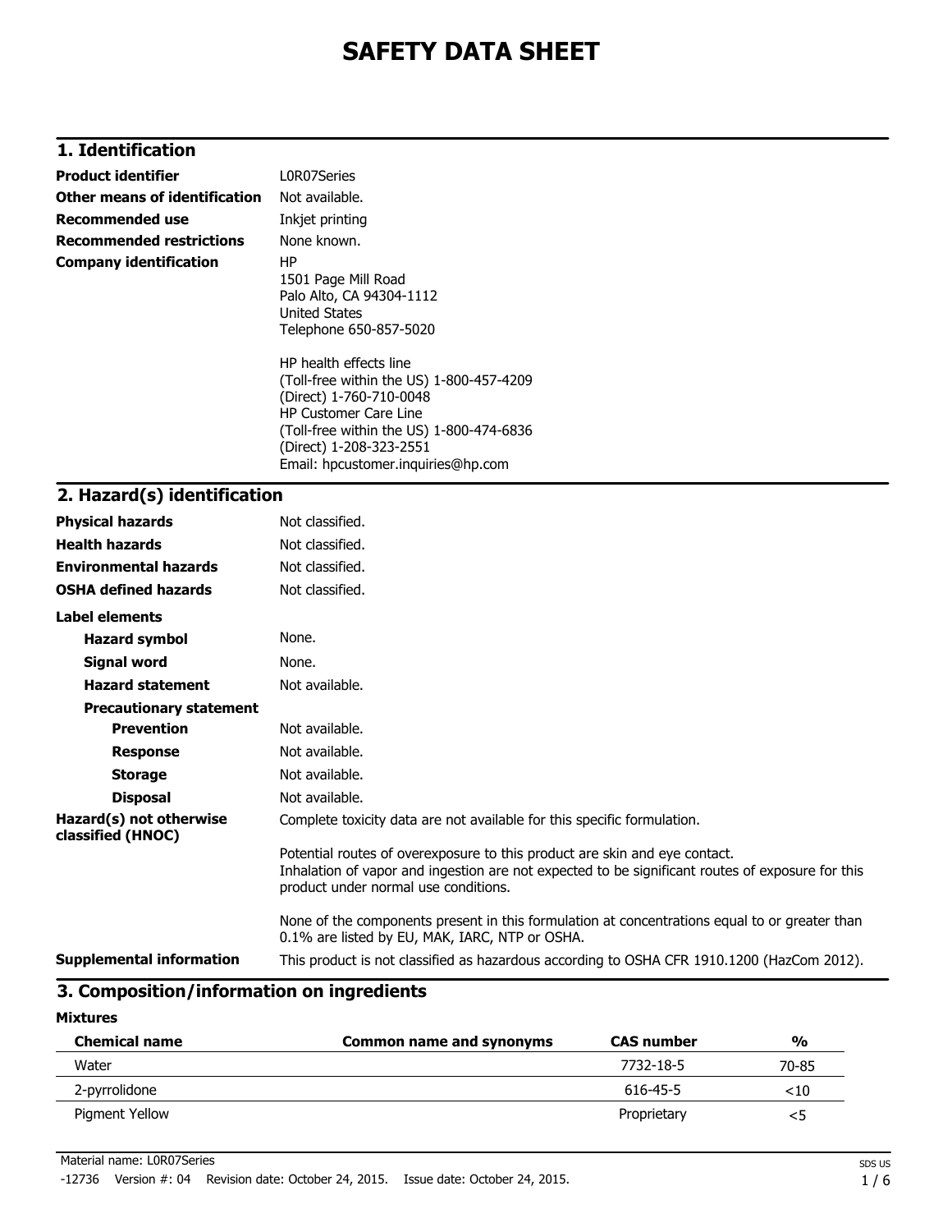# SAFETY DATA SHEET

## 1. Identification

| | |
|---|---|
| **Product identifier** | L0R07Series |
| **Other means of identification** | Not available. |
| **Recommended use** | Inkjet printing |
| **Recommended restrictions** | None known. |
| **Company identification** | HP<br>1501 Page Mill Road<br>Palo Alto, CA 94304-1112<br>United States<br>Telephone 650-857-5020<br><br>HP health effects line<br>(Toll-free within the US) 1-800-457-4209<br>(Direct) 1-760-710-0048<br>HP Customer Care Line<br>(Toll-free within the US) 1-800-474-6836<br>(Direct) 1-208-323-2551<br>Email: hpcustomer.inquiries@hp.com |

## 2. Hazard(s) identification

| | |
|---|---|
| **Physical hazards** | Not classified. |
| **Health hazards** | Not classified. |
| **Environmental hazards** | Not classified. |
| **OSHA defined hazards** | Not classified. |

**Label elements**

| | |
|---|---|
| **Hazard symbol** | None. |
| **Signal word** | None. |
| **Hazard statement** | Not available. |
| **Precautionary statement** | |
| **Prevention** | Not available. |
| **Response** | Not available. |
| **Storage** | Not available. |
| **Disposal** | Not available. |

**Hazard(s) not otherwise classified (HNOC)**

Complete toxicity data are not available for this specific formulation.

Potential routes of overexposure to this product are skin and eye contact.
Inhalation of vapor and ingestion are not expected to be significant routes of exposure for this product under normal use conditions.

None of the components present in this formulation at concentrations equal to or greater than 0.1% are listed by EU, MAK, IARC, NTP or OSHA.

**Supplemental information**

This product is not classified as hazardous according to OSHA CFR 1910.1200 (HazCom 2012).

## 3. Composition/information on ingredients

**Mixtures**

| Chemical name | Common name and synonyms | CAS number | % |
|---|---|---|---|
| Water | | 7732-18-5 | 70-85 |
| 2-pyrrolidone | | 616-45-5 | <10 |
| Pigment Yellow | | Proprietary | <5 |

Material name: L0R07Series

-12736 Version #: 04 Revision date: October 24, 2015. Issue date: October 24, 2015.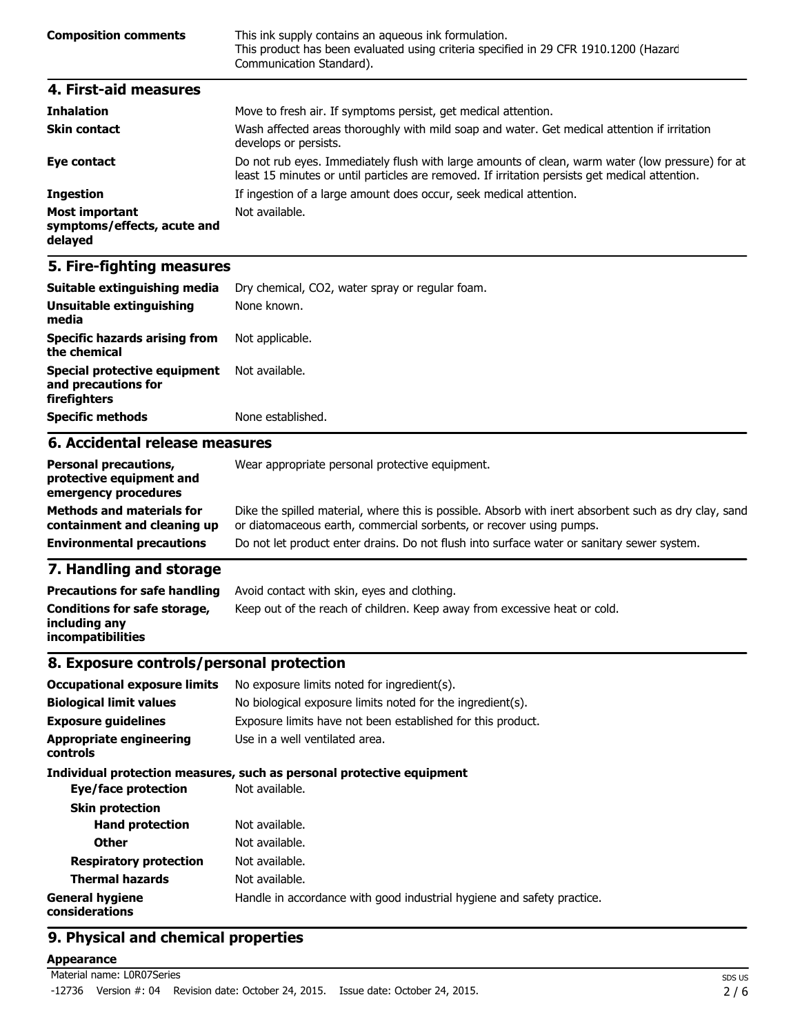**Composition comments** This ink supply contains an aqueous ink formulation. This product has been evaluated using criteria specified in 29 CFR 1910.1200 (Hazard Communication Standard).

## 4. First-aid measures

| | |
|---|---|
| **Inhalation** | Move to fresh air. If symptoms persist, get medical attention. |
| **Skin contact** | Wash affected areas thoroughly with mild soap and water. Get medical attention if irritation develops or persists. |
| **Eye contact** | Do not rub eyes. Immediately flush with large amounts of clean, warm water (low pressure) for at least 15 minutes or until particles are removed. If irritation persists get medical attention. |
| **Ingestion** | If ingestion of a large amount does occur, seek medical attention. |
| **Most important symptoms/effects, acute and delayed** | Not available. |

## 5. Fire-fighting measures

| | |
|---|---|
| **Suitable extinguishing media** | Dry chemical, $CO_2$, water spray or regular foam. |
| **Unsuitable extinguishing media** | None known. |
| **Specific hazards arising from the chemical** | Not applicable. |
| **Special protective equipment and precautions for firefighters** | Not available. |
| **Specific methods** | None established. |

## 6. Accidental release measures

| | |
|---|---|
| **Personal precautions, protective equipment and emergency procedures** | Wear appropriate personal protective equipment. |
| **Methods and materials for containment and cleaning up** | Dike the spilled material, where this is possible. Absorb with inert absorbent such as dry clay, sand or diatomaceous earth, commercial sorbents, or recover using pumps. |
| **Environmental precautions** | Do not let product enter drains. Do not flush into surface water or sanitary sewer system. |

## 7. Handling and storage

| | |
|---|---|
| **Precautions for safe handling** | Avoid contact with skin, eyes and clothing. |
| **Conditions for safe storage, including any incompatibilities** | Keep out of the reach of children. Keep away from excessive heat or cold. |

## 8. Exposure controls/personal protection

| | |
|---|---|
| **Occupational exposure limits** | No exposure limits noted for ingredient(s). |
| **Biological limit values** | No biological exposure limits noted for the ingredient(s). |
| **Exposure guidelines** | Exposure limits have not been established for this product. |
| **Appropriate engineering controls** | Use in a well ventilated area. |

**Individual protection measures, such as personal protective equipment**

| | |
|---|---|
| **Eye/face protection** | Not available. |
| **Skin protection** | |
| **Hand protection** | Not available. |
| **Other** | Not available. |
| **Respiratory protection** | Not available. |
| **Thermal hazards** | Not available. |
| **General hygiene considerations** | Handle in accordance with good industrial hygiene and safety practice. |

## 9. Physical and chemical properties

**Appearance**

Material name: L0R07Series

-12736 Version #: 04 Revision date: October 24, 2015. Issue date: October 24, 2015.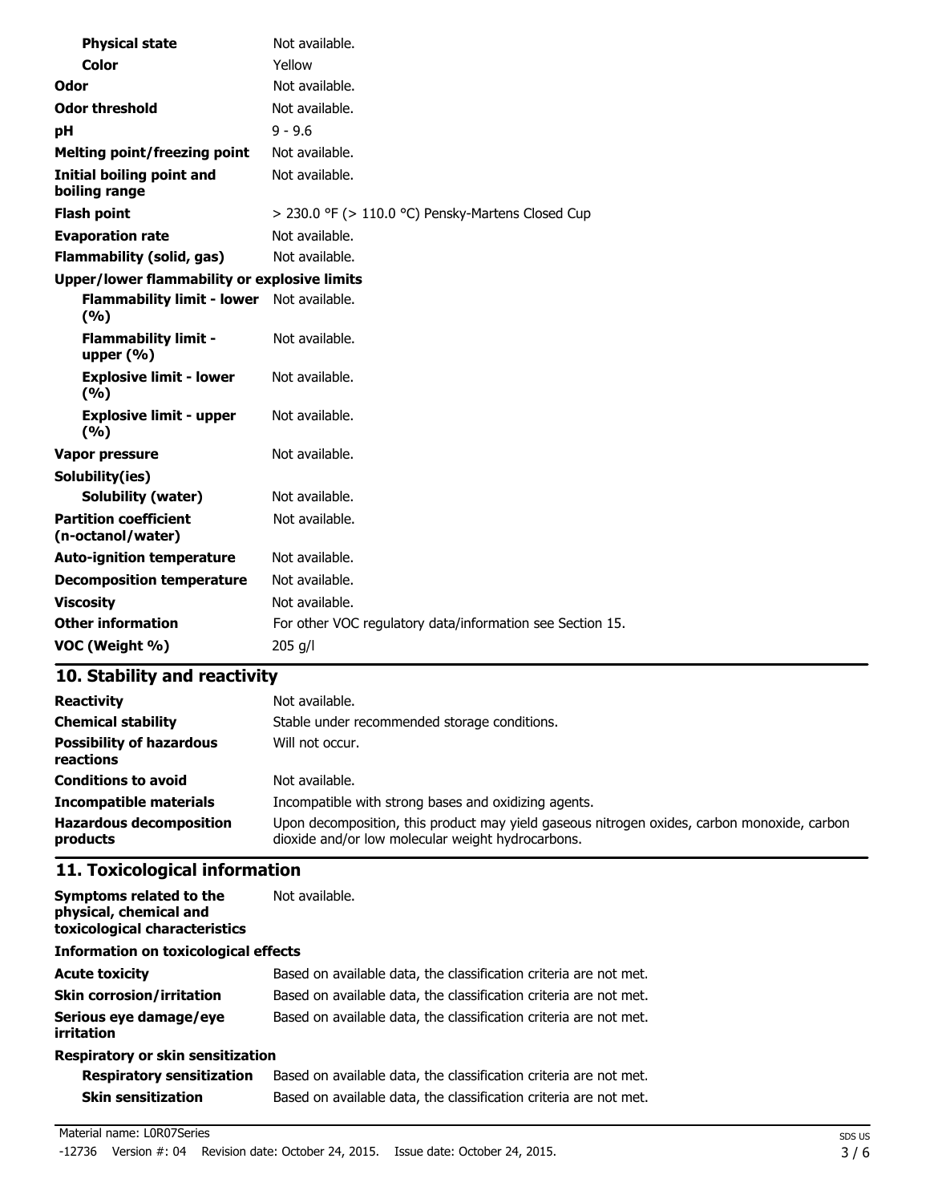| | |
|---|---|
| **Physical state** | Not available. |
| **Color** | Yellow |
| **Odor** | Not available. |
| **Odor threshold** | Not available. |
| **pH** | 9 - 9.6 |
| **Melting point/freezing point** | Not available. |
| **Initial boiling point and boiling range** | Not available. |
| **Flash point** | > 230.0 °F (> 110.0 °C) Pensky-Martens Closed Cup |
| **Evaporation rate** | Not available. |
| **Flammability (solid, gas)** | Not available. |
| **Upper/lower flammability or explosive limits** | |
| **Flammability limit - lower (%)** | Not available. |
| **Flammability limit - upper (%)** | Not available. |
| **Explosive limit - lower (%)** | Not available. |
| **Explosive limit - upper (%)** | Not available. |
| **Vapor pressure** | Not available. |
| **Solubility(ies)** | |
| **Solubility (water)** | Not available. |
| **Partition coefficient (n-octanol/water)** | Not available. |
| **Auto-ignition temperature** | Not available. |
| **Decomposition temperature** | Not available. |
| **Viscosity** | Not available. |
| **Other information** | For other VOC regulatory data/information see Section 15. |
| **VOC (Weight %)** | 205 g/l |

## 10. Stability and reactivity

| | |
|---|---|
| **Reactivity** | Not available. |
| **Chemical stability** | Stable under recommended storage conditions. |
| **Possibility of hazardous reactions** | Will not occur. |
| **Conditions to avoid** | Not available. |
| **Incompatible materials** | Incompatible with strong bases and oxidizing agents. |
| **Hazardous decomposition products** | Upon decomposition, this product may yield gaseous nitrogen oxides, carbon monoxide, carbon dioxide and/or low molecular weight hydrocarbons. |

## 11. Toxicological information

| | |
|---|---|
| **Symptoms related to the physical, chemical and toxicological characteristics** | Not available. |
| **Information on toxicological effects** | |
| **Acute toxicity** | Based on available data, the classification criteria are not met. |
| **Skin corrosion/irritation** | Based on available data, the classification criteria are not met. |
| **Serious eye damage/eye irritation** | Based on available data, the classification criteria are not met. |
| **Respiratory or skin sensitization** | |
| **Respiratory sensitization** | Based on available data, the classification criteria are not met. |
| **Skin sensitization** | Based on available data, the classification criteria are not met. |

Material name: L0R07Series
-12736 Version #: 04 Revision date: October 24, 2015. Issue date: October 24, 2015.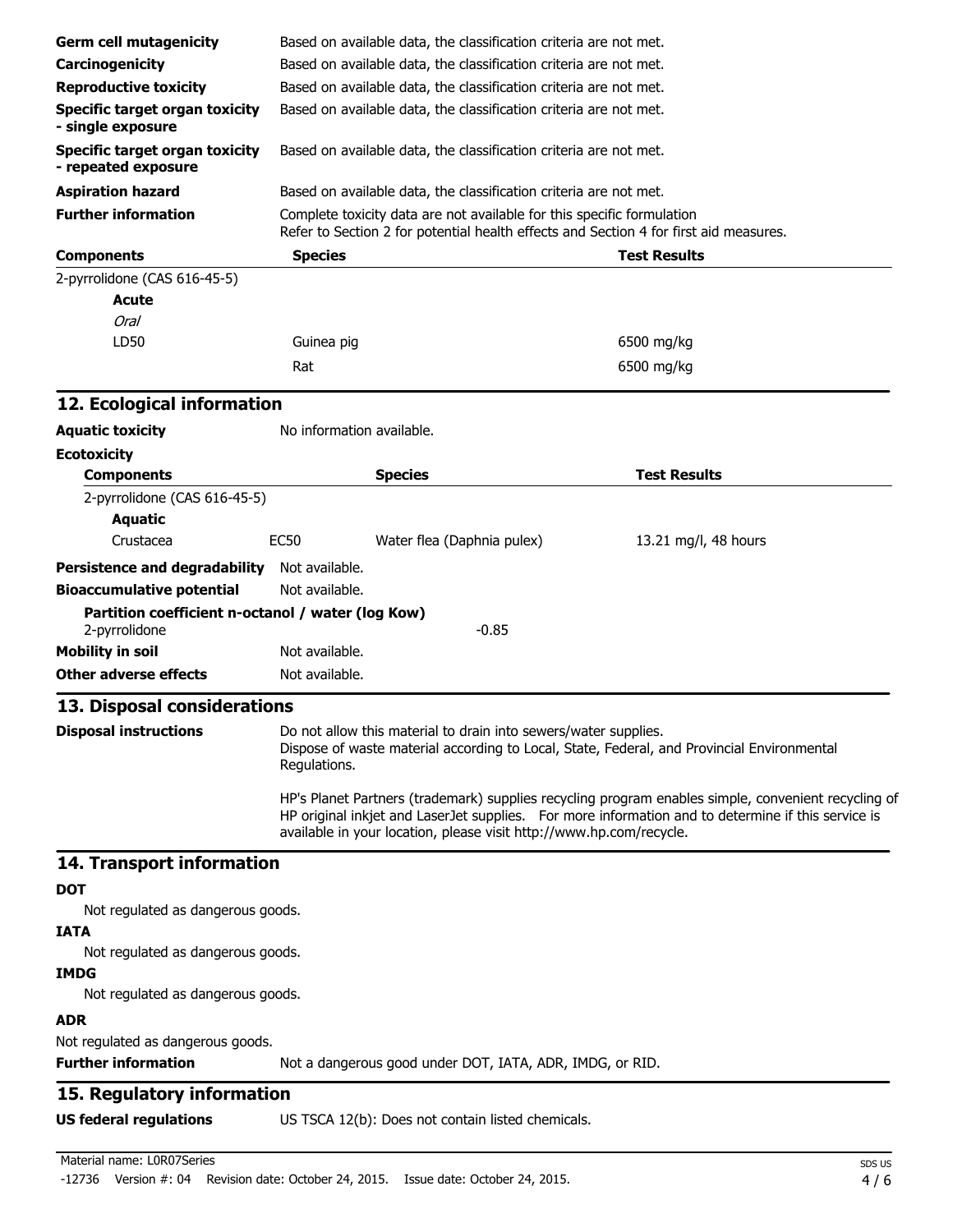| | |
|---|---|
| **Germ cell mutagenicity** | Based on available data, the classification criteria are not met. |
| **Carcinogenicity** | Based on available data, the classification criteria are not met. |
| **Reproductive toxicity** | Based on available data, the classification criteria are not met. |
| **Specific target organ toxicity - single exposure** | Based on available data, the classification criteria are not met. |
| **Specific target organ toxicity - repeated exposure** | Based on available data, the classification criteria are not met. |
| **Aspiration hazard** | Based on available data, the classification criteria are not met. |
| **Further information** | Complete toxicity data are not available for this specific formulation<br>Refer to Section 2 for potential health effects and Section 4 for first aid measures. |

| Components | Species | Test Results |
|---|---|---|
| 2-pyrrolidone (CAS 616-45-5) | | |
| **Acute** | | |
| *Oral* | | |
| LD50 | Guinea pig | 6500 mg/kg |
| | Rat | 6500 mg/kg |

## 12. Ecological information

**Aquatic toxicity** No information available.

**Ecotoxicity**

| Components | | Species | Test Results |
|---|---|---|---|
| 2-pyrrolidone (CAS 616-45-5) | | | |
| **Aquatic** | | | |
| Crustacea | EC50 | Water flea (Daphnia pulex) | 13.21 mg/l, 48 hours |

**Persistence and degradability** Not available.

**Bioaccumulative potential** Not available.

**Partition coefficient n-octanol / water (log Kow)**

2-pyrrolidone -0.85

**Mobility in soil** Not available.

**Other adverse effects** Not available.

## 13. Disposal considerations

**Disposal instructions** Do not allow this material to drain into sewers/water supplies.
Dispose of waste material according to Local, State, Federal, and Provincial Environmental Regulations.

HP's Planet Partners (trademark) supplies recycling program enables simple, convenient recycling of HP original inkjet and LaserJet supplies. For more information and to determine if this service is available in your location, please visit http://www.hp.com/recycle.

## 14. Transport information

**DOT**

Not regulated as dangerous goods.

**IATA**

Not regulated as dangerous goods.

**IMDG**

Not regulated as dangerous goods.

**ADR**

Not regulated as dangerous goods.

**Further information** Not a dangerous good under DOT, IATA, ADR, IMDG, or RID.

## 15. Regulatory information

**US federal regulations** US TSCA 12(b): Does not contain listed chemicals.

Material name: L0R07Series

-12736 Version #: 04 Revision date: October 24, 2015. Issue date: October 24, 2015.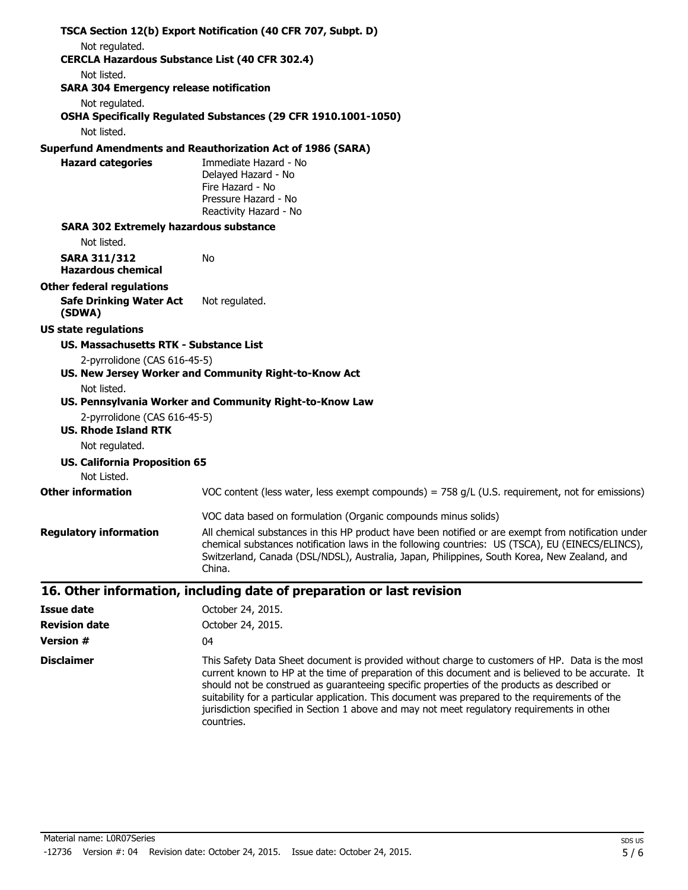**TSCA Section 12(b) Export Notification (40 CFR 707, Subpt. D)**

Not regulated.

**CERCLA Hazardous Substance List (40 CFR 302.4)**

Not listed.

**SARA 304 Emergency release notification**

Not regulated.

**OSHA Specifically Regulated Substances (29 CFR 1910.1001-1050)**

Not listed.

**Superfund Amendments and Reauthorization Act of 1986 (SARA)**

**Hazard categories**

Immediate Hazard - No
Delayed Hazard - No
Fire Hazard - No
Pressure Hazard - No
Reactivity Hazard - No

**SARA 302 Extremely hazardous substance**

Not listed.

**SARA 311/312 Hazardous chemical** No

**Other federal regulations**

**Safe Drinking Water Act (SDWA)** Not regulated.

**US state regulations**

**US. Massachusetts RTK - Substance List**

2-pyrrolidone (CAS 616-45-5)

**US. New Jersey Worker and Community Right-to-Know Act**

Not listed.

**US. Pennsylvania Worker and Community Right-to-Know Law**

2-pyrrolidone (CAS 616-45-5)

**US. Rhode Island RTK**

Not regulated.

**US. California Proposition 65**

Not Listed.

**Other information**

VOC content (less water, less exempt compounds) = 758 g/L (U.S. requirement, not for emissions)

VOC data based on formulation (Organic compounds minus solids)

**Regulatory information**

All chemical substances in this HP product have been notified or are exempt from notification under chemical substances notification laws in the following countries: US (TSCA), EU (EINECS/ELINCS), Switzerland, Canada (DSL/NDSL), Australia, Japan, Philippines, South Korea, New Zealand, and China.

## 16. Other information, including date of preparation or last revision

**Issue date** October 24, 2015.

**Revision date** October 24, 2015.

**Version #** 04

**Disclaimer**

This Safety Data Sheet document is provided without charge to customers of HP. Data is the most current known to HP at the time of preparation of this document and is believed to be accurate. It should not be construed as guaranteeing specific properties of the products as described or suitability for a particular application. This document was prepared to the requirements of the jurisdiction specified in Section 1 above and may not meet regulatory requirements in other countries.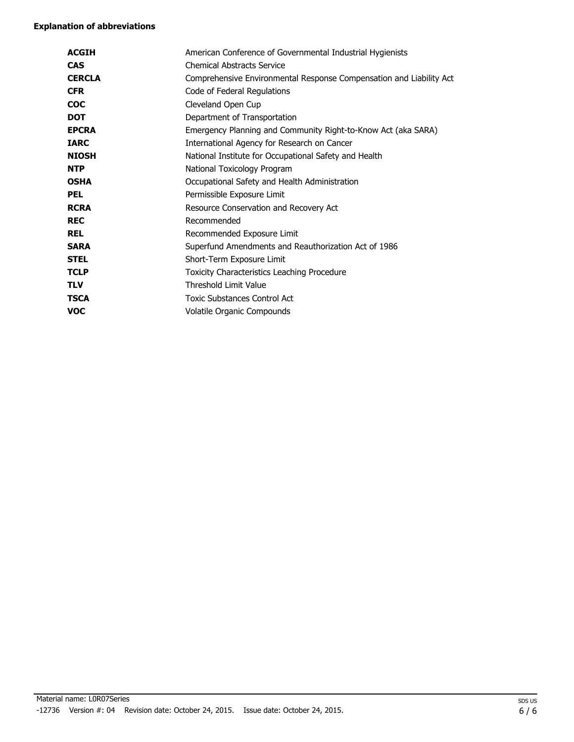**Explanation of abbreviations**

| | |
|---|---|
| **ACGIH** | American Conference of Governmental Industrial Hygienists |
| **CAS** | Chemical Abstracts Service |
| **CERCLA** | Comprehensive Environmental Response Compensation and Liability Act |
| **CFR** | Code of Federal Regulations |
| **COC** | Cleveland Open Cup |
| **DOT** | Department of Transportation |
| **EPCRA** | Emergency Planning and Community Right-to-Know Act (aka SARA) |
| **IARC** | International Agency for Research on Cancer |
| **NIOSH** | National Institute for Occupational Safety and Health |
| **NTP** | National Toxicology Program |
| **OSHA** | Occupational Safety and Health Administration |
| **PEL** | Permissible Exposure Limit |
| **RCRA** | Resource Conservation and Recovery Act |
| **REC** | Recommended |
| **REL** | Recommended Exposure Limit |
| **SARA** | Superfund Amendments and Reauthorization Act of 1986 |
| **STEL** | Short-Term Exposure Limit |
| **TCLP** | Toxicity Characteristics Leaching Procedure |
| **TLV** | Threshold Limit Value |
| **TSCA** | Toxic Substances Control Act |
| **VOC** | Volatile Organic Compounds |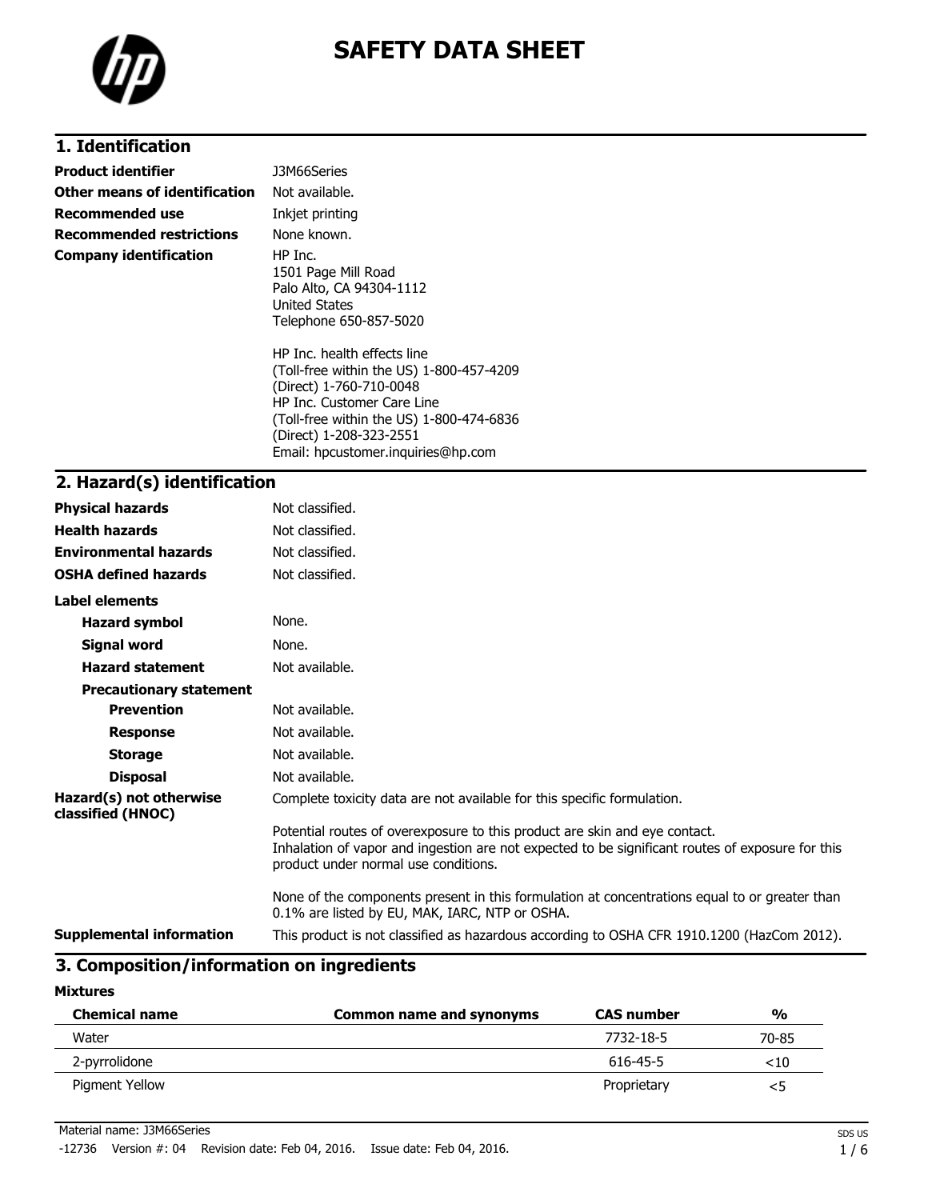# SAFETY DATA SHEET

## 1. Identification

| | |
|---|---|
| **Product identifier** | J3M66Series |
| **Other means of identification** | Not available. |
| **Recommended use** | Inkjet printing |
| **Recommended restrictions** | None known. |
| **Company identification** | HP Inc.<br>1501 Page Mill Road<br>Palo Alto, CA 94304-1112<br>United States<br>Telephone 650-857-5020<br><br>HP Inc. health effects line<br>(Toll-free within the US) 1-800-457-4209<br>(Direct) 1-760-710-0048<br>HP Inc. Customer Care Line<br>(Toll-free within the US) 1-800-474-6836<br>(Direct) 1-208-323-2551<br>Email: hpcustomer.inquiries@hp.com |

## 2. Hazard(s) identification

| | |
|---|---|
| **Physical hazards** | Not classified. |
| **Health hazards** | Not classified. |
| **Environmental hazards** | Not classified. |
| **OSHA defined hazards** | Not classified. |

**Label elements**

| | |
|---|---|
| **Hazard symbol** | None. |
| **Signal word** | None. |
| **Hazard statement** | Not available. |
| **Precautionary statement** | |
| **Prevention** | Not available. |
| **Response** | Not available. |
| **Storage** | Not available. |
| **Disposal** | Not available. |
| **Hazard(s) not otherwise classified (HNOC)** | Complete toxicity data are not available for this specific formulation.<br><br>Potential routes of overexposure to this product are skin and eye contact.<br>Inhalation of vapor and ingestion are not expected to be significant routes of exposure for this product under normal use conditions.<br><br>None of the components present in this formulation at concentrations equal to or greater than 0.1% are listed by EU, MAK, IARC, NTP or OSHA. |
| **Supplemental information** | This product is not classified as hazardous according to OSHA CFR 1910.1200 (HazCom 2012). |

## 3. Composition/information on ingredients

**Mixtures**

| Chemical name | Common name and synonyms | CAS number | % |
|---|---|---|---|
| Water | | 7732-18-5 | 70-85 |
| 2-pyrrolidone | | 616-45-5 | <10 |
| Pigment Yellow | | Proprietary | <5 |

Material name: J3M66Series

-12736 Version #: 04 Revision date: Feb 04, 2016. Issue date: Feb 04, 2016.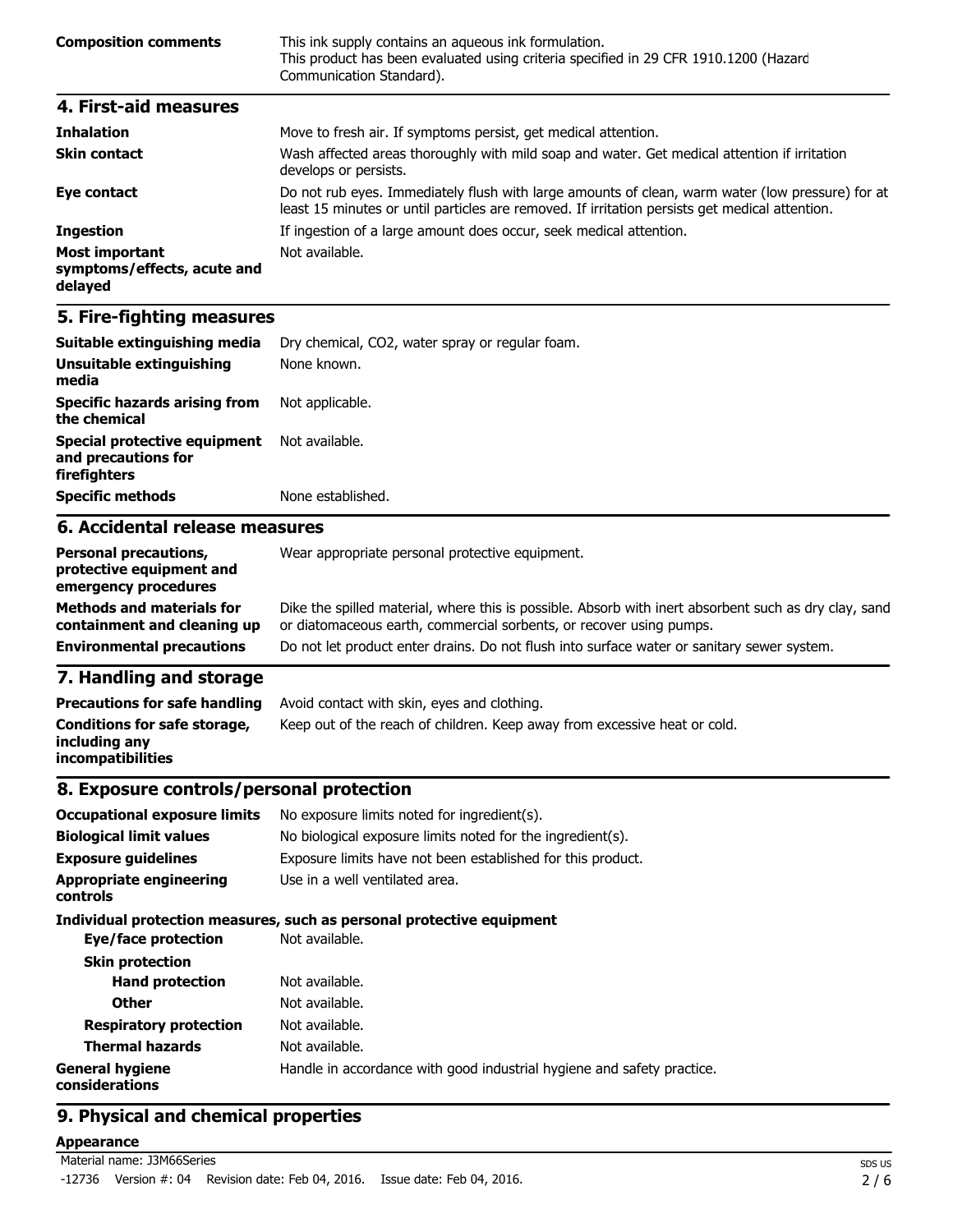| | |
|---|---|
| **Composition comments** | This ink supply contains an aqueous ink formulation. This product has been evaluated using criteria specified in 29 CFR 1910.1200 (Hazard Communication Standard). |

## 4. First-aid measures

| | |
|---|---|
| **Inhalation** | Move to fresh air. If symptoms persist, get medical attention. |
| **Skin contact** | Wash affected areas thoroughly with mild soap and water. Get medical attention if irritation develops or persists. |
| **Eye contact** | Do not rub eyes. Immediately flush with large amounts of clean, warm water (low pressure) for at least 15 minutes or until particles are removed. If irritation persists get medical attention. |
| **Ingestion** | If ingestion of a large amount does occur, seek medical attention. |
| **Most important symptoms/effects, acute and delayed** | Not available. |

## 5. Fire-fighting measures

| | |
|---|---|
| **Suitable extinguishing media** | Dry chemical, CO2, water spray or regular foam. |
| **Unsuitable extinguishing media** | None known. |
| **Specific hazards arising from the chemical** | Not applicable. |
| **Special protective equipment and precautions for firefighters** | Not available. |
| **Specific methods** | None established. |

## 6. Accidental release measures

| | |
|---|---|
| **Personal precautions, protective equipment and emergency procedures** | Wear appropriate personal protective equipment. |
| **Methods and materials for containment and cleaning up** | Dike the spilled material, where this is possible. Absorb with inert absorbent such as dry clay, sand or diatomaceous earth, commercial sorbents, or recover using pumps. |
| **Environmental precautions** | Do not let product enter drains. Do not flush into surface water or sanitary sewer system. |

## 7. Handling and storage

| | |
|---|---|
| **Precautions for safe handling** | Avoid contact with skin, eyes and clothing. |
| **Conditions for safe storage, including any incompatibilities** | Keep out of the reach of children. Keep away from excessive heat or cold. |

## 8. Exposure controls/personal protection

| | |
|---|---|
| **Occupational exposure limits** | No exposure limits noted for ingredient(s). |
| **Biological limit values** | No biological exposure limits noted for the ingredient(s). |
| **Exposure guidelines** | Exposure limits have not been established for this product. |
| **Appropriate engineering controls** | Use in a well ventilated area. |

**Individual protection measures, such as personal protective equipment**

| | |
|---|---|
| **Eye/face protection** | Not available. |
| **Skin protection** | |
| **Hand protection** | Not available. |
| **Other** | Not available. |
| **Respiratory protection** | Not available. |
| **Thermal hazards** | Not available. |
| **General hygiene considerations** | Handle in accordance with good industrial hygiene and safety practice. |

## 9. Physical and chemical properties

**Appearance**

Material name: J3M66Series

-12736 Version #: 04 Revision date: Feb 04, 2016. Issue date: Feb 04, 2016.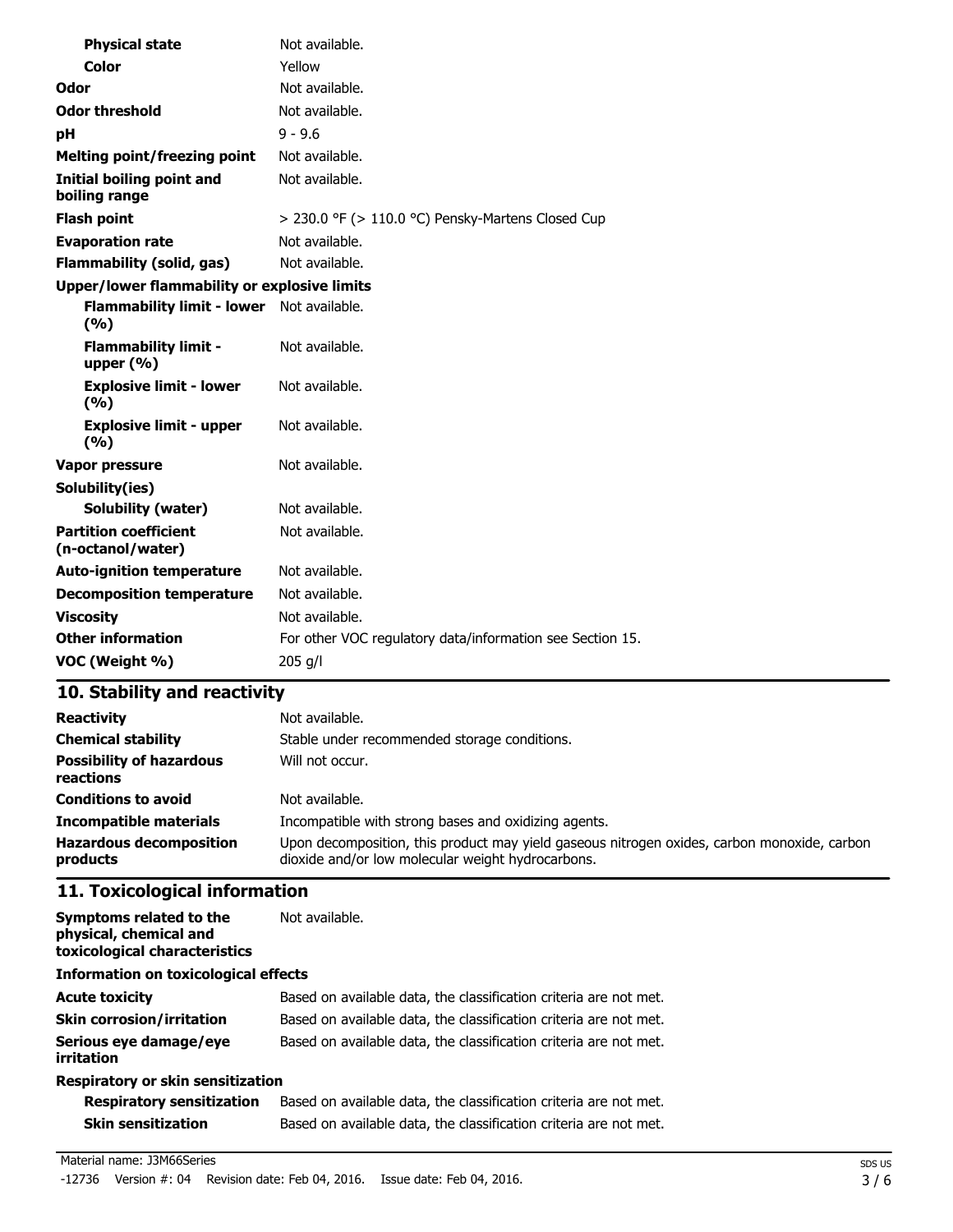| | |
|---|---|
| **Physical state** | Not available. |
| **Color** | Yellow |
| **Odor** | Not available. |
| **Odor threshold** | Not available. |
| **pH** | 9 - 9.6 |
| **Melting point/freezing point** | Not available. |
| **Initial boiling point and boiling range** | Not available. |
| **Flash point** | > 230.0 °F (> 110.0 °C) Pensky-Martens Closed Cup |
| **Evaporation rate** | Not available. |
| **Flammability (solid, gas)** | Not available. |
| **Upper/lower flammability or explosive limits** | |
| **Flammability limit - lower (%)** | Not available. |
| **Flammability limit - upper (%)** | Not available. |
| **Explosive limit - lower (%)** | Not available. |
| **Explosive limit - upper (%)** | Not available. |
| **Vapor pressure** | Not available. |
| **Solubility(ies)** | |
| **Solubility (water)** | Not available. |
| **Partition coefficient (n-octanol/water)** | Not available. |
| **Auto-ignition temperature** | Not available. |
| **Decomposition temperature** | Not available. |
| **Viscosity** | Not available. |
| **Other information** | For other VOC regulatory data/information see Section 15. |
| **VOC (Weight %)** | 205 g/l |

## 10. Stability and reactivity

| | |
|---|---|
| **Reactivity** | Not available. |
| **Chemical stability** | Stable under recommended storage conditions. |
| **Possibility of hazardous reactions** | Will not occur. |
| **Conditions to avoid** | Not available. |
| **Incompatible materials** | Incompatible with strong bases and oxidizing agents. |
| **Hazardous decomposition products** | Upon decomposition, this product may yield gaseous nitrogen oxides, carbon monoxide, carbon dioxide and/or low molecular weight hydrocarbons. |

## 11. Toxicological information

| | |
|---|---|
| **Symptoms related to the physical, chemical and toxicological characteristics** | Not available. |
| **Information on toxicological effects** | |
| **Acute toxicity** | Based on available data, the classification criteria are not met. |
| **Skin corrosion/irritation** | Based on available data, the classification criteria are not met. |
| **Serious eye damage/eye irritation** | Based on available data, the classification criteria are not met. |
| **Respiratory or skin sensitization** | |
| **Respiratory sensitization** | Based on available data, the classification criteria are not met. |
| **Skin sensitization** | Based on available data, the classification criteria are not met. |

Material name: J3M66Series

-12736 Version #: 04 Revision date: Feb 04, 2016. Issue date: Feb 04, 2016.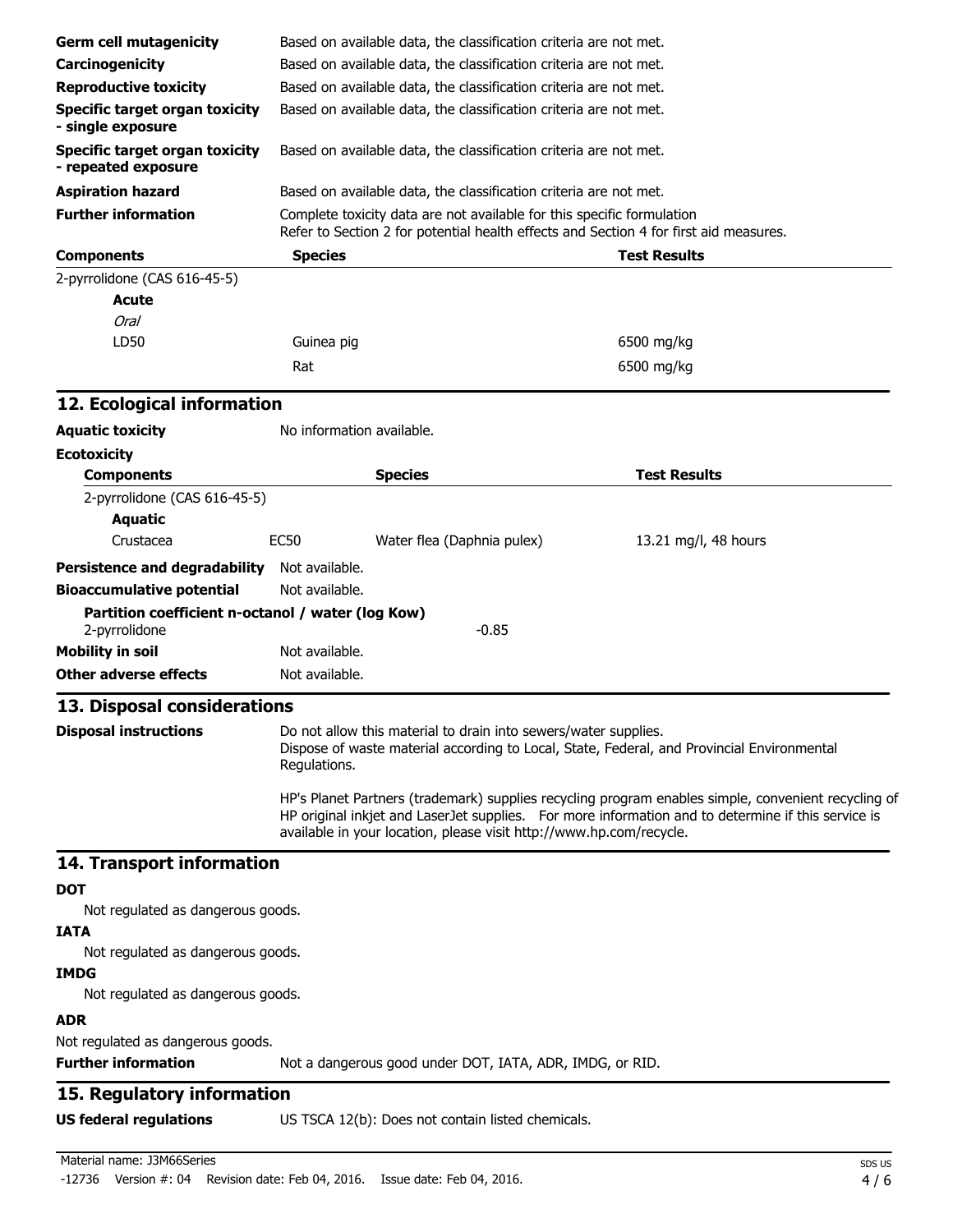| | |
|---|---|
| **Germ cell mutagenicity** | Based on available data, the classification criteria are not met. |
| **Carcinogenicity** | Based on available data, the classification criteria are not met. |
| **Reproductive toxicity** | Based on available data, the classification criteria are not met. |
| **Specific target organ toxicity - single exposure** | Based on available data, the classification criteria are not met. |
| **Specific target organ toxicity - repeated exposure** | Based on available data, the classification criteria are not met. |
| **Aspiration hazard** | Based on available data, the classification criteria are not met. |
| **Further information** | Complete toxicity data are not available for this specific formulation<br>Refer to Section 2 for potential health effects and Section 4 for first aid measures. |

| Components | Species | Test Results |
|---|---|---|
| 2-pyrrolidone (CAS 616-45-5) | | |
| **Acute** | | |
| *Oral* | | |
| LD50 | Guinea pig | 6500 mg/kg |
| | Rat | 6500 mg/kg |

## 12. Ecological information

**Aquatic toxicity** No information available.

**Ecotoxicity**

| Components | | Species | Test Results |
|---|---|---|---|
| 2-pyrrolidone (CAS 616-45-5) | | | |
| **Aquatic** | | | |
| Crustacea | EC50 | Water flea (Daphnia pulex) | 13.21 mg/l, 48 hours |

**Persistence and degradability** Not available.

**Bioaccumulative potential** Not available.

**Partition coefficient n-octanol / water (log Kow)**

2-pyrrolidone -0.85

**Mobility in soil** Not available.

**Other adverse effects** Not available.

## 13. Disposal considerations

**Disposal instructions** Do not allow this material to drain into sewers/water supplies.
Dispose of waste material according to Local, State, Federal, and Provincial Environmental Regulations.

HP's Planet Partners (trademark) supplies recycling program enables simple, convenient recycling of HP original inkjet and LaserJet supplies. For more information and to determine if this service is available in your location, please visit http://www.hp.com/recycle.

## 14. Transport information

**DOT**

Not regulated as dangerous goods.

**IATA**

Not regulated as dangerous goods.

**IMDG**

Not regulated as dangerous goods.

**ADR**

Not regulated as dangerous goods.

**Further information** Not a dangerous good under DOT, IATA, ADR, IMDG, or RID.

## 15. Regulatory information

**US federal regulations** US TSCA 12(b): Does not contain listed chemicals.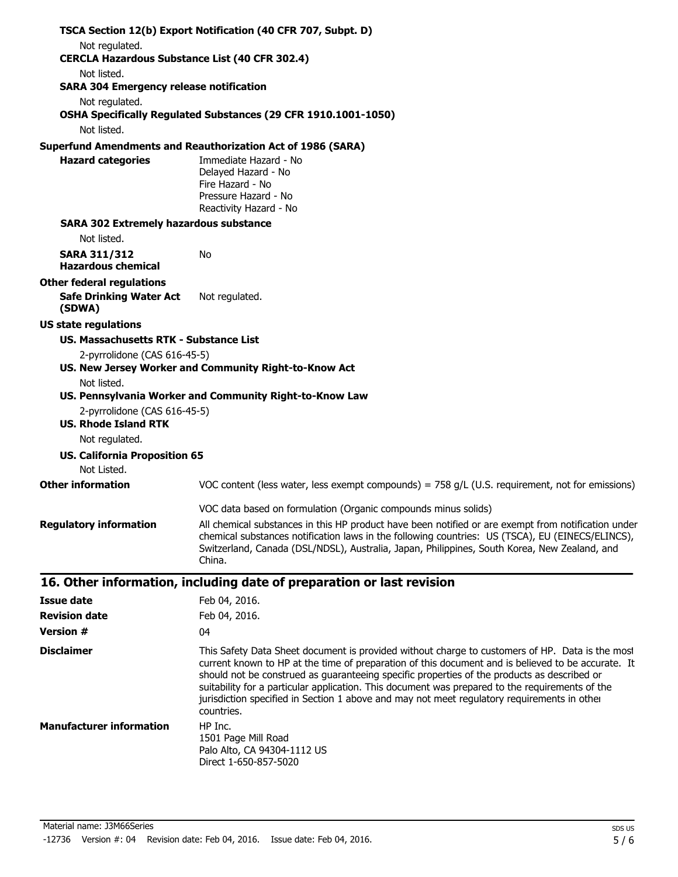**TSCA Section 12(b) Export Notification (40 CFR 707, Subpt. D)**

Not regulated.

**CERCLA Hazardous Substance List (40 CFR 302.4)**

Not listed.

**SARA 304 Emergency release notification**

Not regulated.

**OSHA Specifically Regulated Substances (29 CFR 1910.1001-1050)**

Not listed.

**Superfund Amendments and Reauthorization Act of 1986 (SARA)**

| | |
|---|---|
| **Hazard categories** | Immediate Hazard - No<br>Delayed Hazard - No<br>Fire Hazard - No<br>Pressure Hazard - No<br>Reactivity Hazard - No |

**SARA 302 Extremely hazardous substance**

Not listed.

| | |
|---|---|
| **SARA 311/312 Hazardous chemical** | No |

**Other federal regulations**

| | |
|---|---|
| **Safe Drinking Water Act (SDWA)** | Not regulated. |

**US state regulations**

**US. Massachusetts RTK - Substance List**

2-pyrrolidone (CAS 616-45-5)

**US. New Jersey Worker and Community Right-to-Know Act**

Not listed.

**US. Pennsylvania Worker and Community Right-to-Know Law**

2-pyrrolidone (CAS 616-45-5)

**US. Rhode Island RTK**

Not regulated.

**US. California Proposition 65**

Not Listed.

| | |
|---|---|
| **Other information** | VOC content (less water, less exempt compounds) = 758 g/L (U.S. requirement, not for emissions)<br><br>VOC data based on formulation (Organic compounds minus solids) |
| **Regulatory information** | All chemical substances in this HP product have been notified or are exempt from notification under chemical substances notification laws in the following countries: US (TSCA), EU (EINECS/ELINCS), Switzerland, Canada (DSL/NDSL), Australia, Japan, Philippines, South Korea, New Zealand, and China. |

## 16. Other information, including date of preparation or last revision

| | |
|---|---|
| **Issue date** | Feb 04, 2016. |
| **Revision date** | Feb 04, 2016. |
| **Version #** | 04 |
| **Disclaimer** | This Safety Data Sheet document is provided without charge to customers of HP. Data is the most current known to HP at the time of preparation of this document and is believed to be accurate. It should not be construed as guaranteeing specific properties of the products as described or suitability for a particular application. This document was prepared to the requirements of the jurisdiction specified in Section 1 above and may not meet regulatory requirements in other countries. |
| **Manufacturer information** | HP Inc.<br>1501 Page Mill Road<br>Palo Alto, CA 94304-1112 US<br>Direct 1-650-857-5020 |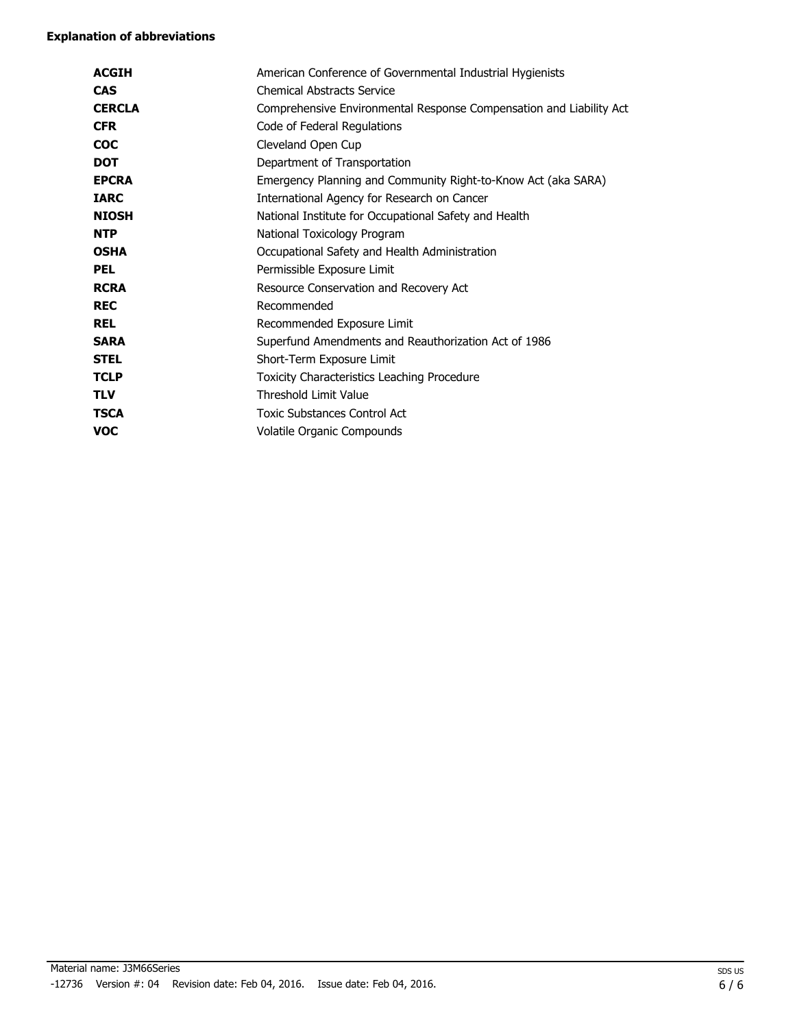**Explanation of abbreviations**

| | |
|---|---|
| **ACGIH** | American Conference of Governmental Industrial Hygienists |
| **CAS** | Chemical Abstracts Service |
| **CERCLA** | Comprehensive Environmental Response Compensation and Liability Act |
| **CFR** | Code of Federal Regulations |
| **COC** | Cleveland Open Cup |
| **DOT** | Department of Transportation |
| **EPCRA** | Emergency Planning and Community Right-to-Know Act (aka SARA) |
| **IARC** | International Agency for Research on Cancer |
| **NIOSH** | National Institute for Occupational Safety and Health |
| **NTP** | National Toxicology Program |
| **OSHA** | Occupational Safety and Health Administration |
| **PEL** | Permissible Exposure Limit |
| **RCRA** | Resource Conservation and Recovery Act |
| **REC** | Recommended |
| **REL** | Recommended Exposure Limit |
| **SARA** | Superfund Amendments and Reauthorization Act of 1986 |
| **STEL** | Short-Term Exposure Limit |
| **TCLP** | Toxicity Characteristics Leaching Procedure |
| **TLV** | Threshold Limit Value |
| **TSCA** | Toxic Substances Control Act |
| **VOC** | Volatile Organic Compounds |